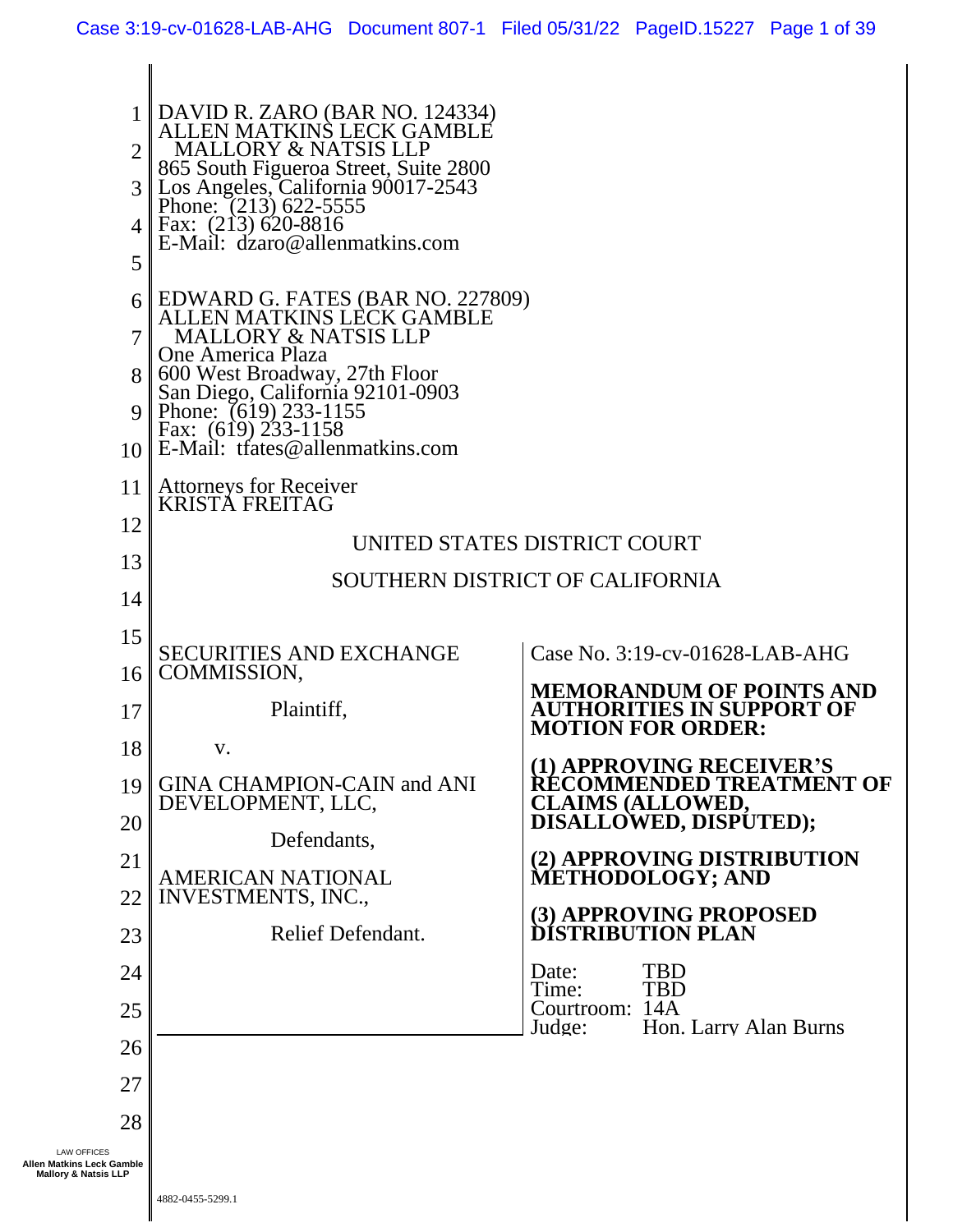DAVID R. ZARO (BAR NO. 124334)
ALLEN MATKINS LECK GAMBLE
MALLORY & NATSIS LLP
865 South Figueroa Street, Suite 2800
Los Angeles, California 90017-2543
Phone: (213) 622-5555
Fax: (213) 620-8816
E-Mail: dzaro@allenmatkins.com

EDWARD G. FATES (BAR NO. 227809)
ALLEN MATKINS LECK GAMBLE
MALLORY & NATSIS LLP
One America Plaza
600 West Broadway, 27th Floor
San Diego, California 92101-0903
Phone: (619) 233-1155
Fax: (619) 233-1158
E-Mail: tfates@allenmatkins.com

Attorneys for Receiver
KRISTA FREITAG

UNITED STATES DISTRICT COURT

SOUTHERN DISTRICT OF CALIFORNIA

SECURITIES AND EXCHANGE COMMISSION,

Plaintiff,

v.

GINA CHAMPION-CAIN and ANI DEVELOPMENT, LLC,

Defendants,

AMERICAN NATIONAL INVESTMENTS, INC.,

Relief Defendant.

Case No. 3:19-cv-01628-LAB-AHG

**MEMORANDUM OF POINTS AND AUTHORITIES IN SUPPORT OF MOTION FOR ORDER:**

**(1) APPROVING RECEIVER'S RECOMMENDED TREATMENT OF CLAIMS (ALLOWED, DISALLOWED, DISPUTED);**

**(2) APPROVING DISTRIBUTION METHODOLOGY; AND**

**(3) APPROVING PROPOSED DISTRIBUTION PLAN**

Date: TBD
Time: TBD
Courtroom: 14A
Judge: Hon. Larry Alan Burns

4882-0455-5299.1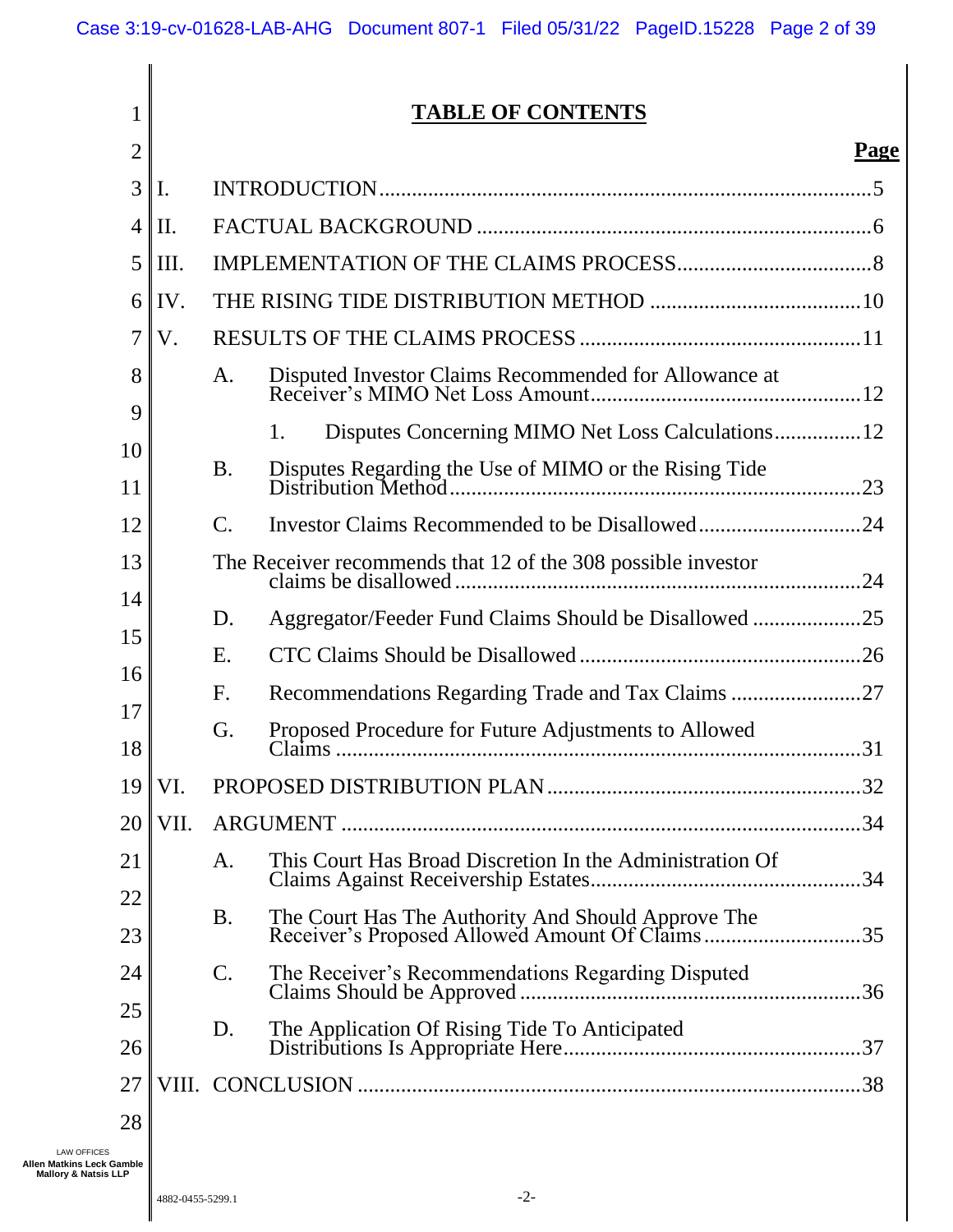# TABLE OF CONTENTS

| | | Page |
|---|---|---|
| I. | INTRODUCTION | 5 |
| II. | FACTUAL BACKGROUND | 6 |
| III. | IMPLEMENTATION OF THE CLAIMS PROCESS | 8 |
| IV. | THE RISING TIDE DISTRIBUTION METHOD | 10 |
| V. | RESULTS OF THE CLAIMS PROCESS | 11 |
| | A. Disputed Investor Claims Recommended for Allowance at Receiver's MIMO Net Loss Amount | 12 |
| | 1. Disputes Concerning MIMO Net Loss Calculations | 12 |
| | B. Disputes Regarding the Use of MIMO or the Rising Tide Distribution Method | 23 |
| | C. Investor Claims Recommended to be Disallowed | 24 |
| | The Receiver recommends that 12 of the 308 possible investor claims be disallowed | 24 |
| | D. Aggregator/Feeder Fund Claims Should be Disallowed | 25 |
| | E. CTC Claims Should be Disallowed | 26 |
| | F. Recommendations Regarding Trade and Tax Claims | 27 |
| | G. Proposed Procedure for Future Adjustments to Allowed Claims | 31 |
| VI. | PROPOSED DISTRIBUTION PLAN | 32 |
| VII. | ARGUMENT | 34 |
| | A. This Court Has Broad Discretion In the Administration Of Claims Against Receivership Estates | 34 |
| | B. The Court Has The Authority And Should Approve The Receiver's Proposed Allowed Amount Of Claims | 35 |
| | C. The Receiver's Recommendations Regarding Disputed Claims Should be Approved | 36 |
| | D. The Application Of Rising Tide To Anticipated Distributions Is Appropriate Here | 37 |
| VIII. | CONCLUSION | 38 |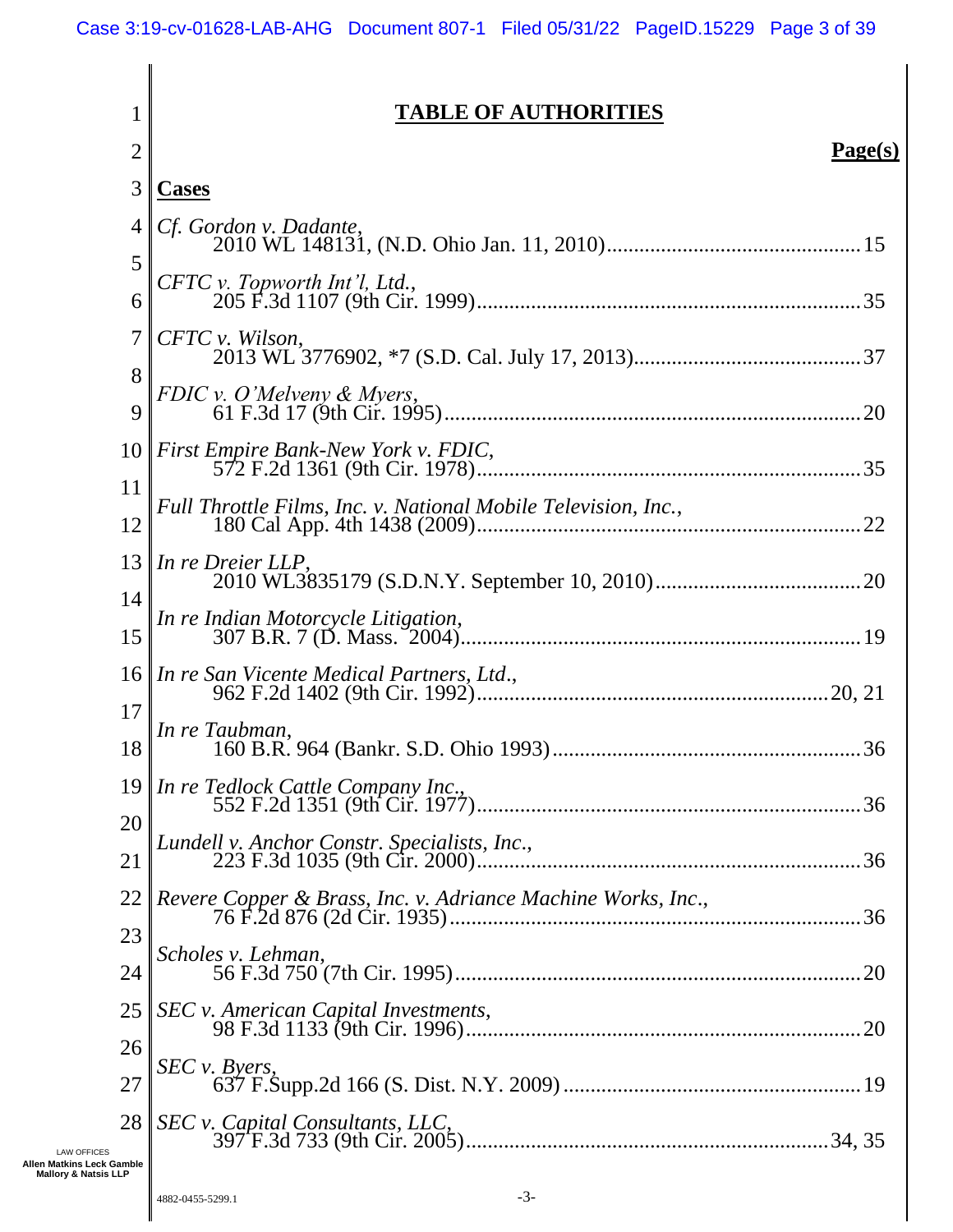# TABLE OF AUTHORITIES

**Page(s)**

## Cases

*Cf. Gordon v. Dadante*,
2010 WL 148131, (N.D. Ohio Jan. 11, 2010) ............................................ 15

*CFTC v. Topworth Int'l, Ltd.*,
205 F.3d 1107 (9th Cir. 1999) .................................................................... 35

*CFTC v. Wilson*,
2013 WL 3776902, *7 (S.D. Cal. July 17, 2013) ....................................... 37

*FDIC v. O'Melveny & Myers*,
61 F.3d 17 (9th Cir. 1995) .......................................................................... 20

*First Empire Bank-New York v. FDIC*,
572 F.2d 1361 (9th Cir. 1978) .................................................................... 35

*Full Throttle Films, Inc. v. National Mobile Television, Inc.*,
180 Cal App. 4th 1438 (2009) .................................................................... 22

*In re Dreier LLP*,
2010 WL3835179 (S.D.N.Y. September 10, 2010) .................................... 20

*In re Indian Motorcycle Litigation*,
307 B.R. 7 (D. Mass. 2004) ........................................................................ 19

*In re San Vicente Medical Partners, Ltd.*,
962 F.2d 1402 (9th Cir. 1992) ............................................................... 20, 21

*In re Taubman*,
160 B.R. 964 (Bankr. S.D. Ohio 1993) ...................................................... 36

*In re Tedlock Cattle Company Inc.*,
552 F.2d 1351 (9th Cir. 1977) .................................................................... 36

*Lundell v. Anchor Constr. Specialists, Inc.*,
223 F.3d 1035 (9th Cir. 2000) .................................................................... 36

*Revere Copper & Brass, Inc. v. Adriance Machine Works, Inc.*,
76 F.2d 876 (2d Cir. 1935) ......................................................................... 36

*Scholes v. Lehman*,
56 F.3d 750 (7th Cir. 1995) ........................................................................ 20

*SEC v. American Capital Investments*,
98 F.3d 1133 (9th Cir. 1996) ...................................................................... 20

*SEC v. Byers*,
637 F.Supp.2d 166 (S. Dist. N.Y. 2009) ..................................................... 19

*SEC v. Capital Consultants, LLC*,
397 F.3d 733 (9th Cir. 2005) ................................................................. 34, 35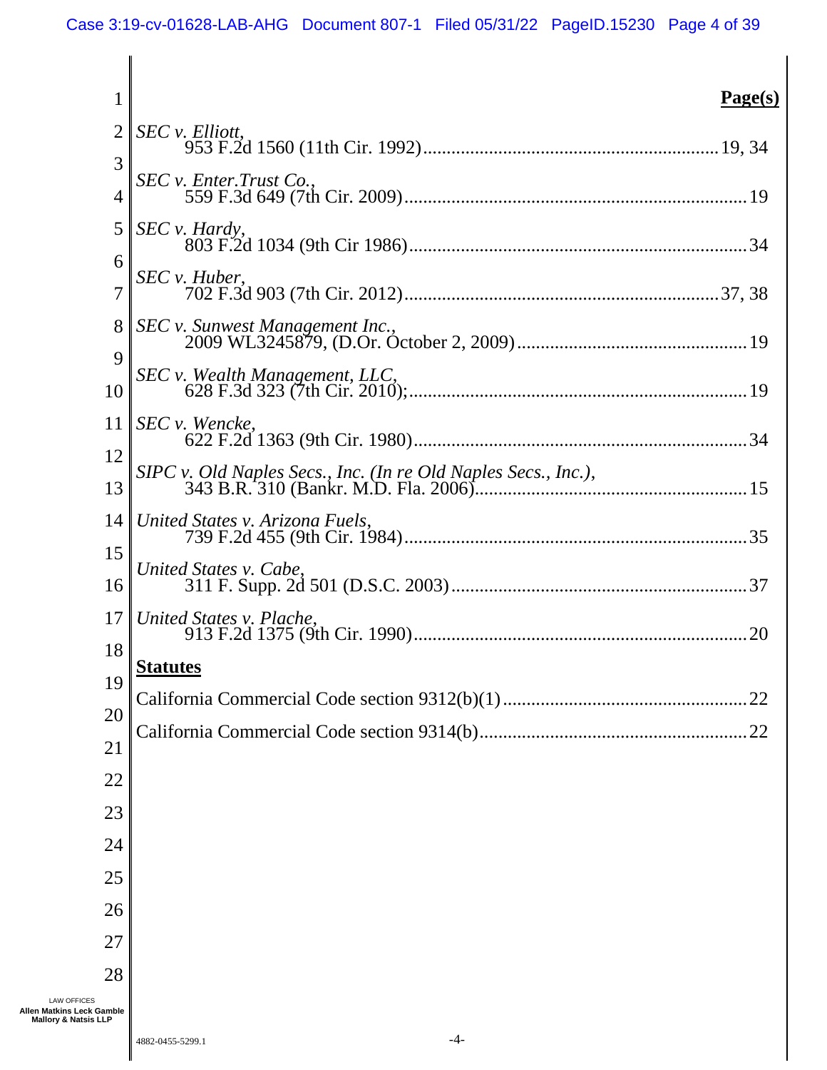**Page(s)**

*SEC v. Elliott*,
953 F.2d 1560 (11th Cir. 1992) .............................................................. 19, 34

*SEC v. Enter.Trust Co.*,
559 F.3d 649 (7th Cir. 2009) ........................................................................ 19

*SEC v. Hardy*,
803 F.2d 1034 (9th Cir 1986) ....................................................................... 34

*SEC v. Huber*,
702 F.3d 903 (7th Cir. 2012) .................................................................. 37, 38

*SEC v. Sunwest Management Inc.*,
2009 WL3245879, (D.Or. October 2, 2009) ................................................ 19

*SEC v. Wealth Management, LLC*,
628 F.3d 323 (7th Cir. 2010); ...................................................................... 19

*SEC v. Wencke*,
622 F.2d 1363 (9th Cir. 1980) ..................................................................... 34

*SIPC v. Old Naples Secs., Inc. (In re Old Naples Secs., Inc.)*,
343 B.R. 310 (Bankr. M.D. Fla. 2006) ........................................................ 15

*United States v. Arizona Fuels*,
739 F.2d 455 (9th Cir. 1984) ....................................................................... 35

*United States v. Cabe*,
311 F. Supp. 2d 501 (D.S.C. 2003) ............................................................. 37

*United States v. Plache*,
913 F.2d 1375 (9th Cir. 1990) ..................................................................... 20

**Statutes**

California Commercial Code section 9312(b)(1) ................................................... 22

California Commercial Code section 9314(b) ........................................................ 22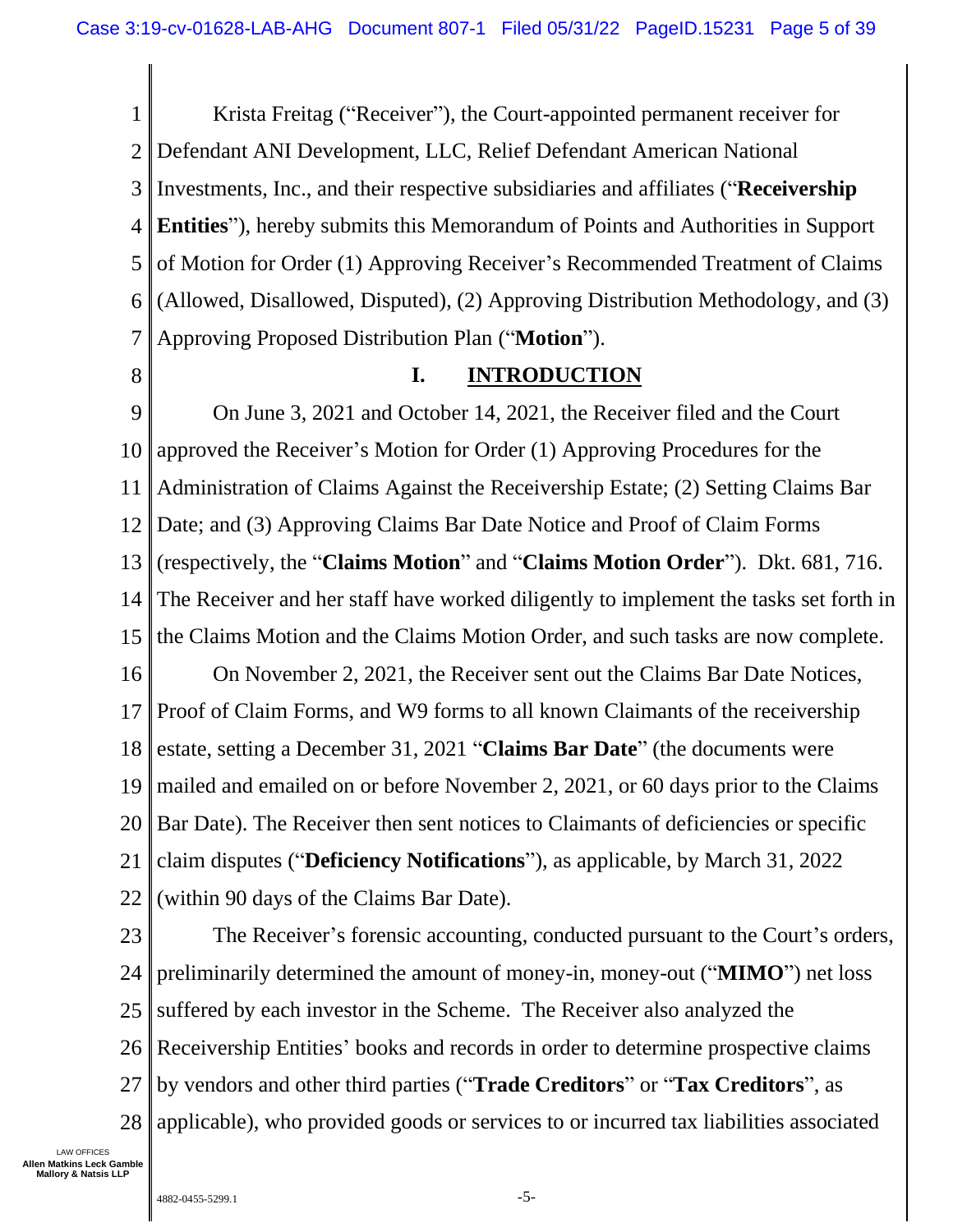Krista Freitag ("Receiver"), the Court-appointed permanent receiver for Defendant ANI Development, LLC, Relief Defendant American National Investments, Inc., and their respective subsidiaries and affiliates ("**Receivership Entities**"), hereby submits this Memorandum of Points and Authorities in Support of Motion for Order (1) Approving Receiver's Recommended Treatment of Claims (Allowed, Disallowed, Disputed), (2) Approving Distribution Methodology, and (3) Approving Proposed Distribution Plan ("**Motion**").

## I. INTRODUCTION

On June 3, 2021 and October 14, 2021, the Receiver filed and the Court approved the Receiver's Motion for Order (1) Approving Procedures for the Administration of Claims Against the Receivership Estate; (2) Setting Claims Bar Date; and (3) Approving Claims Bar Date Notice and Proof of Claim Forms (respectively, the "**Claims Motion**" and "**Claims Motion Order**"). Dkt. 681, 716. The Receiver and her staff have worked diligently to implement the tasks set forth in the Claims Motion and the Claims Motion Order, and such tasks are now complete.

On November 2, 2021, the Receiver sent out the Claims Bar Date Notices, Proof of Claim Forms, and W9 forms to all known Claimants of the receivership estate, setting a December 31, 2021 "**Claims Bar Date**" (the documents were mailed and emailed on or before November 2, 2021, or 60 days prior to the Claims Bar Date). The Receiver then sent notices to Claimants of deficiencies or specific claim disputes ("**Deficiency Notifications**"), as applicable, by March 31, 2022 (within 90 days of the Claims Bar Date).

The Receiver's forensic accounting, conducted pursuant to the Court's orders, preliminarily determined the amount of money-in, money-out ("**MIMO**") net loss suffered by each investor in the Scheme. The Receiver also analyzed the Receivership Entities' books and records in order to determine prospective claims by vendors and other third parties ("**Trade Creditors**" or "**Tax Creditors**", as applicable), who provided goods or services to or incurred tax liabilities associated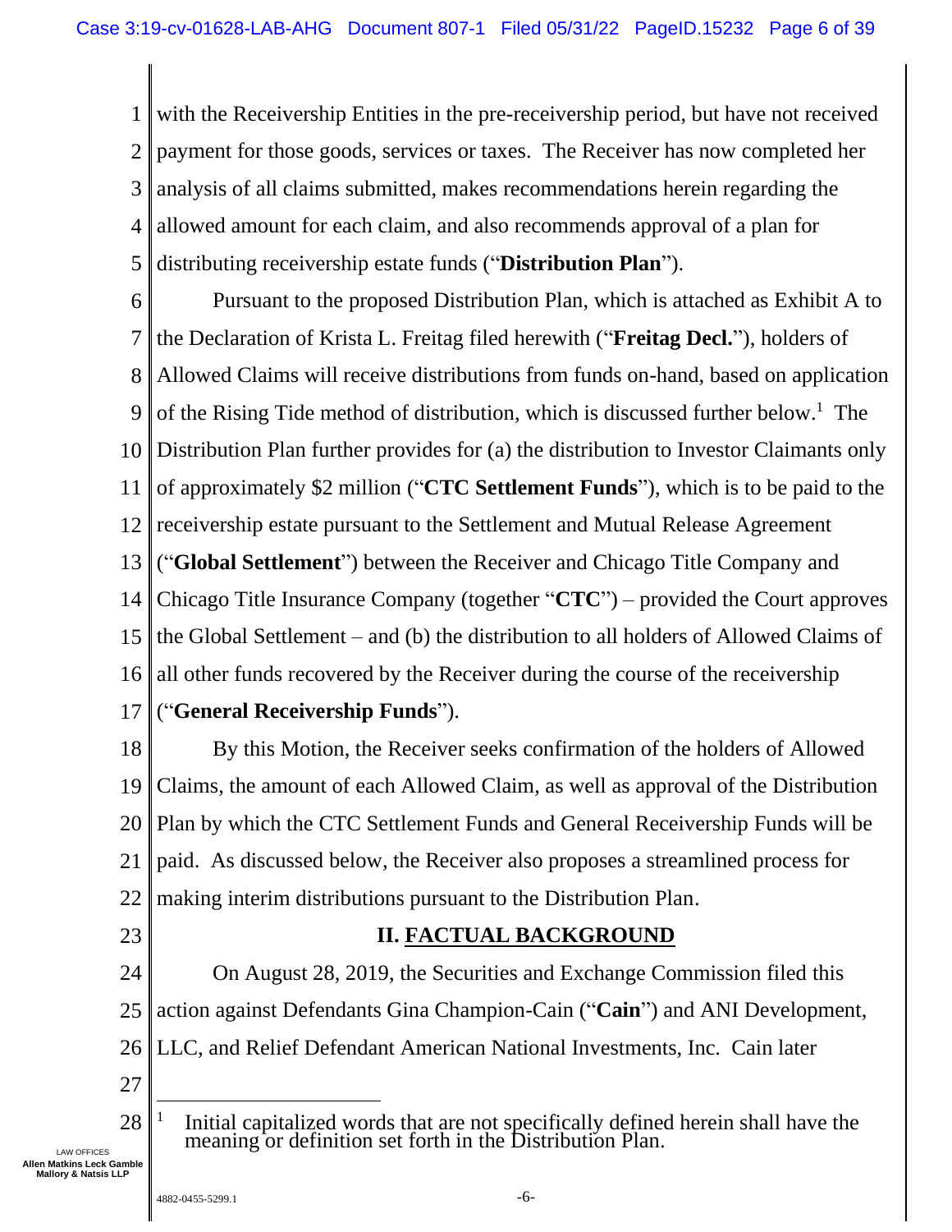with the Receivership Entities in the pre-receivership period, but have not received payment for those goods, services or taxes. The Receiver has now completed her analysis of all claims submitted, makes recommendations herein regarding the allowed amount for each claim, and also recommends approval of a plan for distributing receivership estate funds ("**Distribution Plan**").

Pursuant to the proposed Distribution Plan, which is attached as Exhibit A to the Declaration of Krista L. Freitag filed herewith ("**Freitag Decl.**"), holders of Allowed Claims will receive distributions from funds on-hand, based on application of the Rising Tide method of distribution, which is discussed further below.[1] The Distribution Plan further provides for (a) the distribution to Investor Claimants only of approximately $2 million ("**CTC Settlement Funds**"), which is to be paid to the receivership estate pursuant to the Settlement and Mutual Release Agreement ("**Global Settlement**") between the Receiver and Chicago Title Company and Chicago Title Insurance Company (together "**CTC**") – provided the Court approves the Global Settlement – and (b) the distribution to all holders of Allowed Claims of all other funds recovered by the Receiver during the course of the receivership ("**General Receivership Funds**").

By this Motion, the Receiver seeks confirmation of the holders of Allowed Claims, the amount of each Allowed Claim, as well as approval of the Distribution Plan by which the CTC Settlement Funds and General Receivership Funds will be paid. As discussed below, the Receiver also proposes a streamlined process for making interim distributions pursuant to the Distribution Plan.

## II. FACTUAL BACKGROUND

On August 28, 2019, the Securities and Exchange Commission filed this action against Defendants Gina Champion-Cain ("**Cain**") and ANI Development, LLC, and Relief Defendant American National Investments, Inc. Cain later

---

[1] Initial capitalized words that are not specifically defined herein shall have the meaning or definition set forth in the Distribution Plan.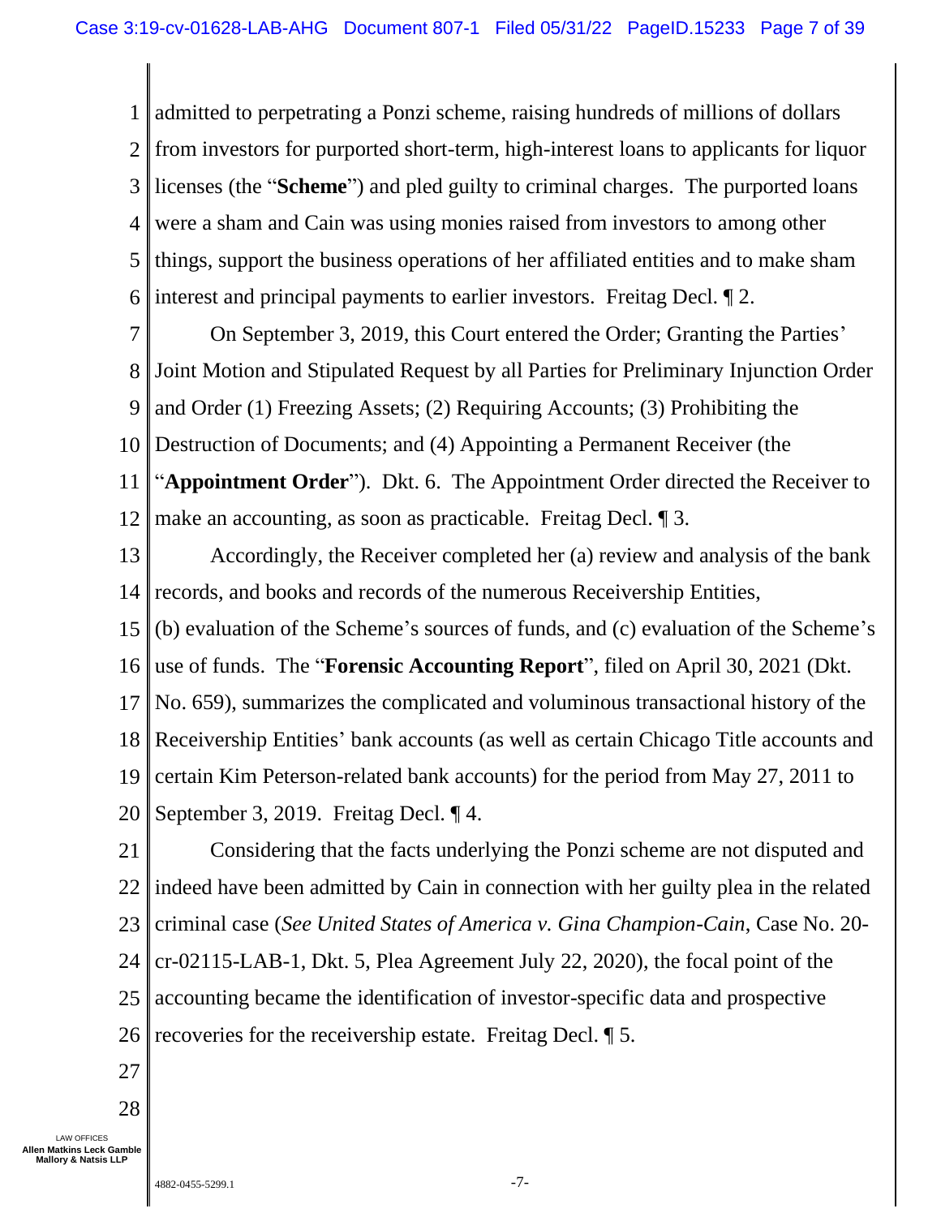admitted to perpetrating a Ponzi scheme, raising hundreds of millions of dollars from investors for purported short-term, high-interest loans to applicants for liquor licenses (the "**Scheme**") and pled guilty to criminal charges. The purported loans were a sham and Cain was using monies raised from investors to among other things, support the business operations of her affiliated entities and to make sham interest and principal payments to earlier investors. Freitag Decl. ¶ 2.

On September 3, 2019, this Court entered the Order; Granting the Parties' Joint Motion and Stipulated Request by all Parties for Preliminary Injunction Order and Order (1) Freezing Assets; (2) Requiring Accounts; (3) Prohibiting the Destruction of Documents; and (4) Appointing a Permanent Receiver (the "**Appointment Order**"). Dkt. 6. The Appointment Order directed the Receiver to make an accounting, as soon as practicable. Freitag Decl. ¶ 3.

Accordingly, the Receiver completed her (a) review and analysis of the bank records, and books and records of the numerous Receivership Entities, (b) evaluation of the Scheme's sources of funds, and (c) evaluation of the Scheme's use of funds. The "**Forensic Accounting Report**", filed on April 30, 2021 (Dkt. No. 659), summarizes the complicated and voluminous transactional history of the Receivership Entities' bank accounts (as well as certain Chicago Title accounts and certain Kim Peterson-related bank accounts) for the period from May 27, 2011 to September 3, 2019. Freitag Decl. ¶ 4.

Considering that the facts underlying the Ponzi scheme are not disputed and indeed have been admitted by Cain in connection with her guilty plea in the related criminal case (*See United States of America v. Gina Champion-Cain*, Case No. 20-cr-02115-LAB-1, Dkt. 5, Plea Agreement July 22, 2020), the focal point of the accounting became the identification of investor-specific data and prospective recoveries for the receivership estate. Freitag Decl. ¶ 5.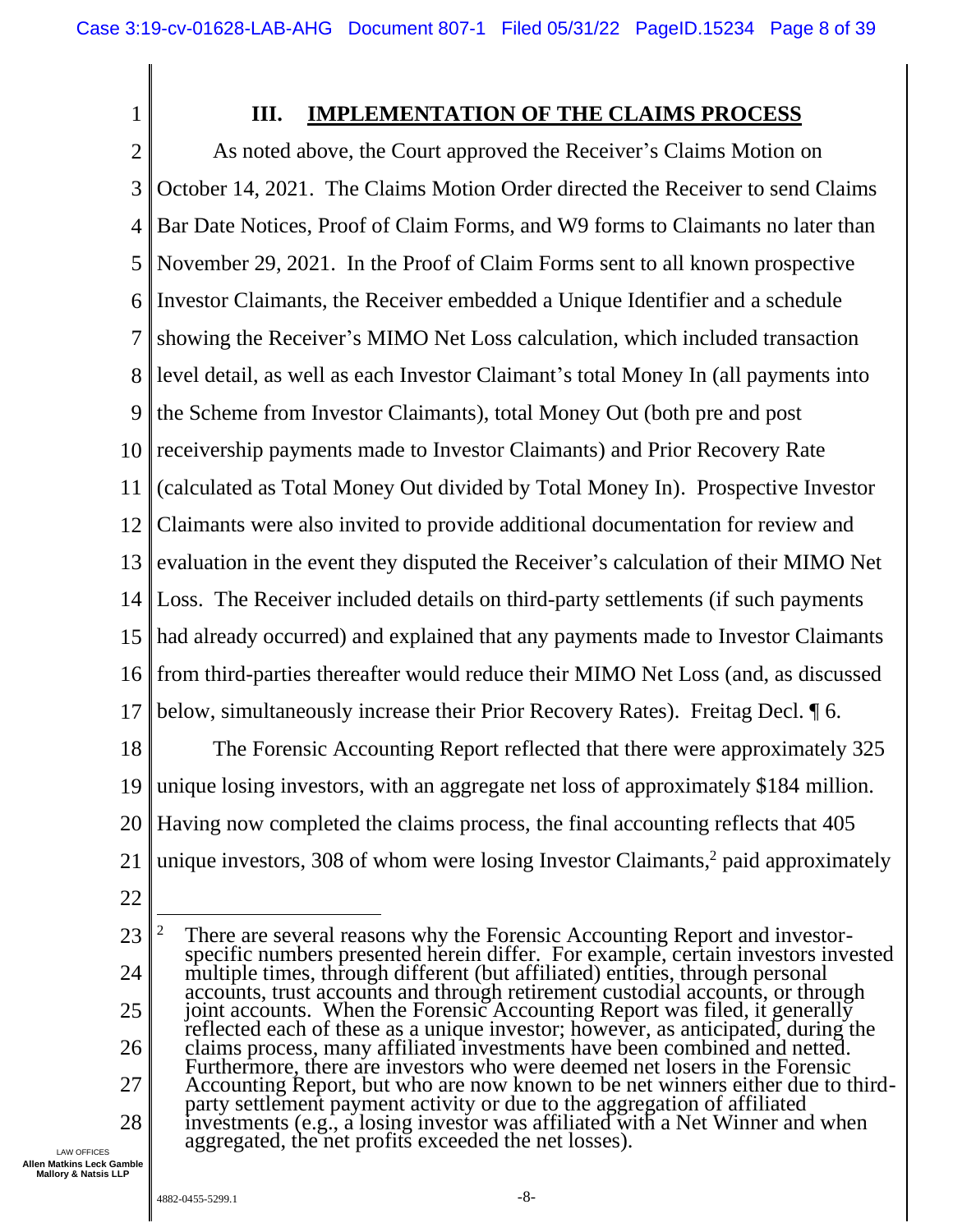### III. IMPLEMENTATION OF THE CLAIMS PROCESS

As noted above, the Court approved the Receiver's Claims Motion on October 14, 2021. The Claims Motion Order directed the Receiver to send Claims Bar Date Notices, Proof of Claim Forms, and W9 forms to Claimants no later than November 29, 2021. In the Proof of Claim Forms sent to all known prospective Investor Claimants, the Receiver embedded a Unique Identifier and a schedule showing the Receiver's MIMO Net Loss calculation, which included transaction level detail, as well as each Investor Claimant's total Money In (all payments into the Scheme from Investor Claimants), total Money Out (both pre and post receivership payments made to Investor Claimants) and Prior Recovery Rate (calculated as Total Money Out divided by Total Money In). Prospective Investor Claimants were also invited to provide additional documentation for review and evaluation in the event they disputed the Receiver's calculation of their MIMO Net Loss. The Receiver included details on third-party settlements (if such payments had already occurred) and explained that any payments made to Investor Claimants from third-parties thereafter would reduce their MIMO Net Loss (and, as discussed below, simultaneously increase their Prior Recovery Rates). Freitag Decl. ¶ 6.

The Forensic Accounting Report reflected that there were approximately 325 unique losing investors, with an aggregate net loss of approximately $184 million. Having now completed the claims process, the final accounting reflects that 405 unique investors, 308 of whom were losing Investor Claimants,[2] paid approximately

---

[2] There are several reasons why the Forensic Accounting Report and investor-specific numbers presented herein differ. For example, certain investors invested multiple times, through different (but affiliated) entities, through personal accounts, trust accounts and through retirement custodial accounts, or through joint accounts. When the Forensic Accounting Report was filed, it generally reflected each of these as a unique investor; however, as anticipated, during the claims process, many affiliated investments have been combined and netted. Furthermore, there are investors who were deemed net losers in the Forensic Accounting Report, but who are now known to be net winners either due to third-party settlement payment activity or due to the aggregation of affiliated investments (e.g., a losing investor was affiliated with a Net Winner and when aggregated, the net profits exceeded the net losses).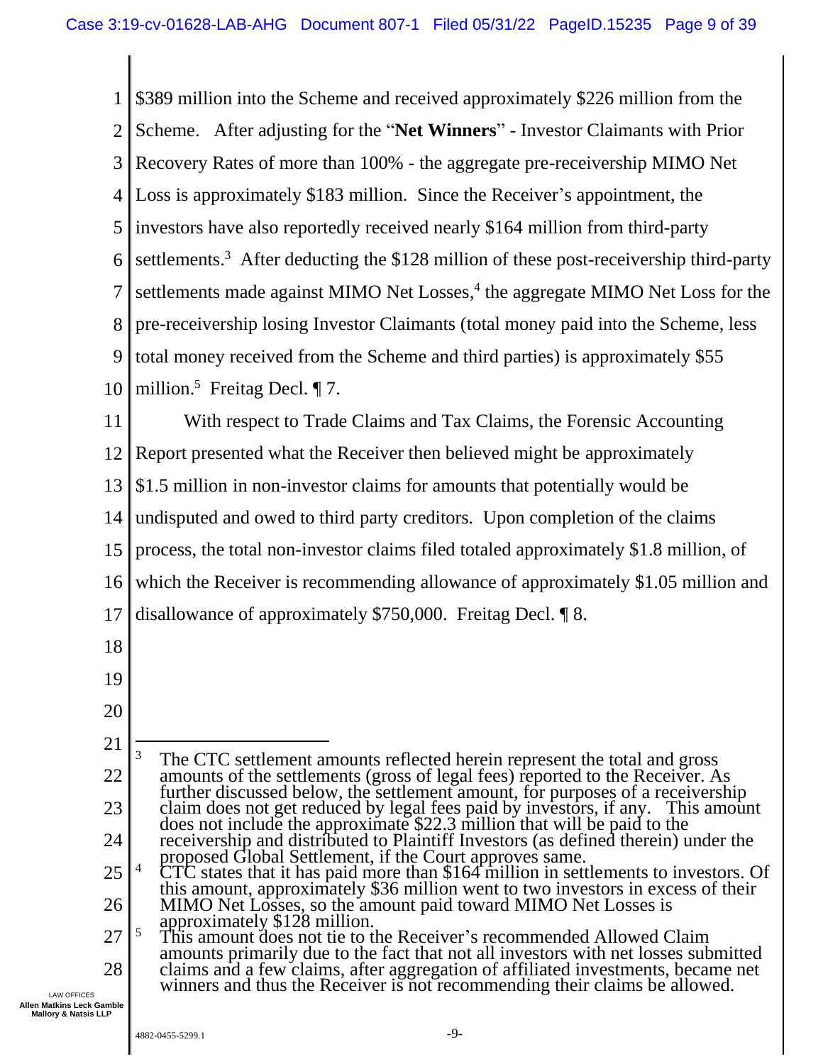$389 million into the Scheme and received approximately $226 million from the Scheme. After adjusting for the "**Net Winners**" - Investor Claimants with Prior Recovery Rates of more than 100% - the aggregate pre-receivership MIMO Net Loss is approximately $183 million. Since the Receiver's appointment, the investors have also reportedly received nearly $164 million from third-party settlements.[3] After deducting the $128 million of these post-receivership third-party settlements made against MIMO Net Losses,[4] the aggregate MIMO Net Loss for the pre-receivership losing Investor Claimants (total money paid into the Scheme, less total money received from the Scheme and third parties) is approximately $55 million.[5] Freitag Decl. ¶ 7.

With respect to Trade Claims and Tax Claims, the Forensic Accounting Report presented what the Receiver then believed might be approximately $1.5 million in non-investor claims for amounts that potentially would be undisputed and owed to third party creditors. Upon completion of the claims process, the total non-investor claims filed totaled approximately $1.8 million, of which the Receiver is recommending allowance of approximately $1.05 million and disallowance of approximately $750,000. Freitag Decl. ¶ 8.

---

[3] The CTC settlement amounts reflected herein represent the total and gross amounts of the settlements (gross of legal fees) reported to the Receiver. As further discussed below, the settlement amount, for purposes of a receivership claim does not get reduced by legal fees paid by investors, if any. This amount does not include the approximate $22.3 million that will be paid to the receivership and distributed to Plaintiff Investors (as defined therein) under the proposed Global Settlement, if the Court approves same.

[4] CTC states that it has paid more than $164 million in settlements to investors. Of this amount, approximately $36 million went to two investors in excess of their MIMO Net Losses, so the amount paid toward MIMO Net Losses is approximately $128 million.

[5] This amount does not tie to the Receiver's recommended Allowed Claim amounts primarily due to the fact that not all investors with net losses submitted claims and a few claims, after aggregation of affiliated investments, became net winners and thus the Receiver is not recommending their claims be allowed.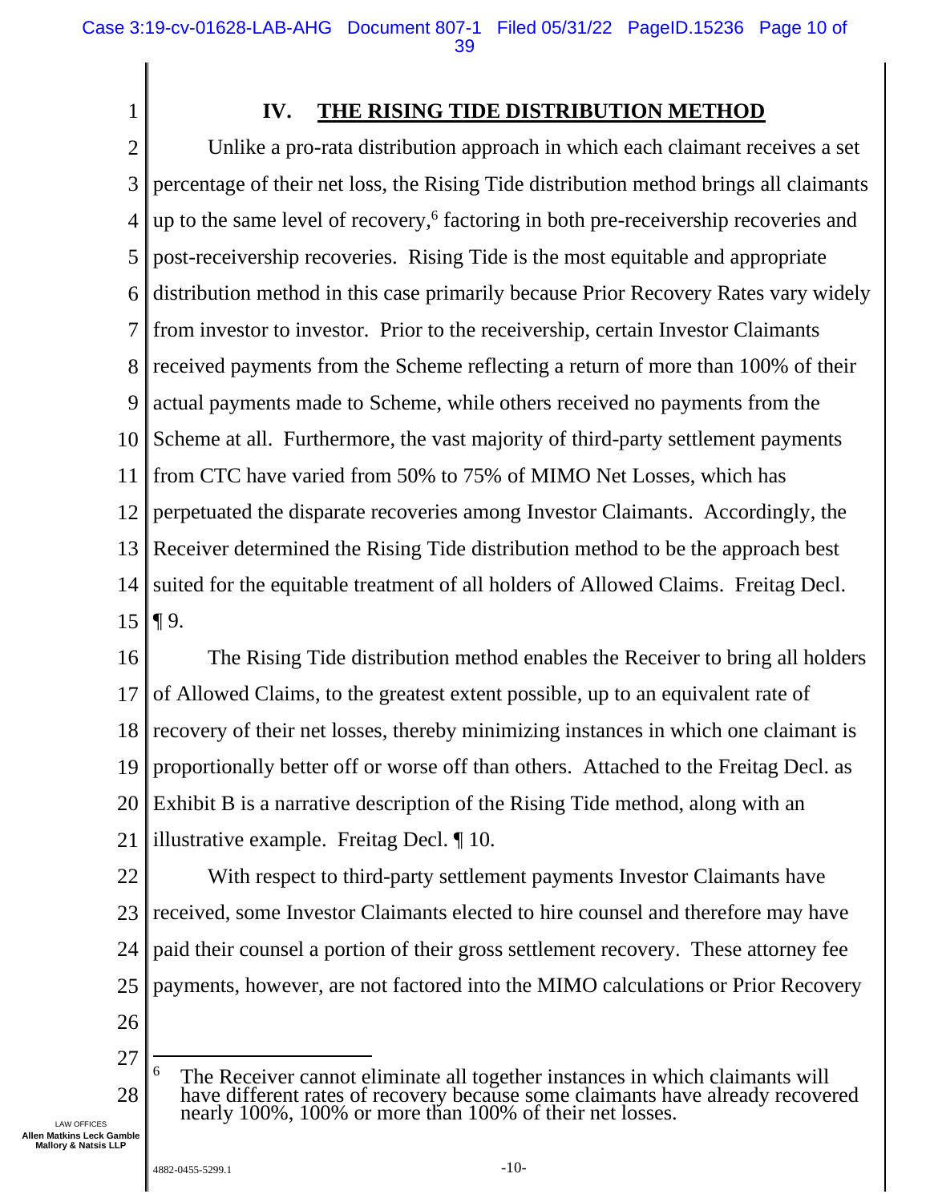## IV. THE RISING TIDE DISTRIBUTION METHOD

Unlike a pro-rata distribution approach in which each claimant receives a set percentage of their net loss, the Rising Tide distribution method brings all claimants up to the same level of recovery,[6] factoring in both pre-receivership recoveries and post-receivership recoveries. Rising Tide is the most equitable and appropriate distribution method in this case primarily because Prior Recovery Rates vary widely from investor to investor. Prior to the receivership, certain Investor Claimants received payments from the Scheme reflecting a return of more than 100% of their actual payments made to Scheme, while others received no payments from the Scheme at all. Furthermore, the vast majority of third-party settlement payments from CTC have varied from 50% to 75% of MIMO Net Losses, which has perpetuated the disparate recoveries among Investor Claimants. Accordingly, the Receiver determined the Rising Tide distribution method to be the approach best suited for the equitable treatment of all holders of Allowed Claims. Freitag Decl. ¶ 9.

The Rising Tide distribution method enables the Receiver to bring all holders of Allowed Claims, to the greatest extent possible, up to an equivalent rate of recovery of their net losses, thereby minimizing instances in which one claimant is proportionally better off or worse off than others. Attached to the Freitag Decl. as Exhibit B is a narrative description of the Rising Tide method, along with an illustrative example. Freitag Decl. ¶ 10.

With respect to third-party settlement payments Investor Claimants have received, some Investor Claimants elected to hire counsel and therefore may have paid their counsel a portion of their gross settlement recovery. These attorney fee payments, however, are not factored into the MIMO calculations or Prior Recovery

---

[6] The Receiver cannot eliminate all together instances in which claimants will have different rates of recovery because some claimants have already recovered nearly 100%, 100% or more than 100% of their net losses.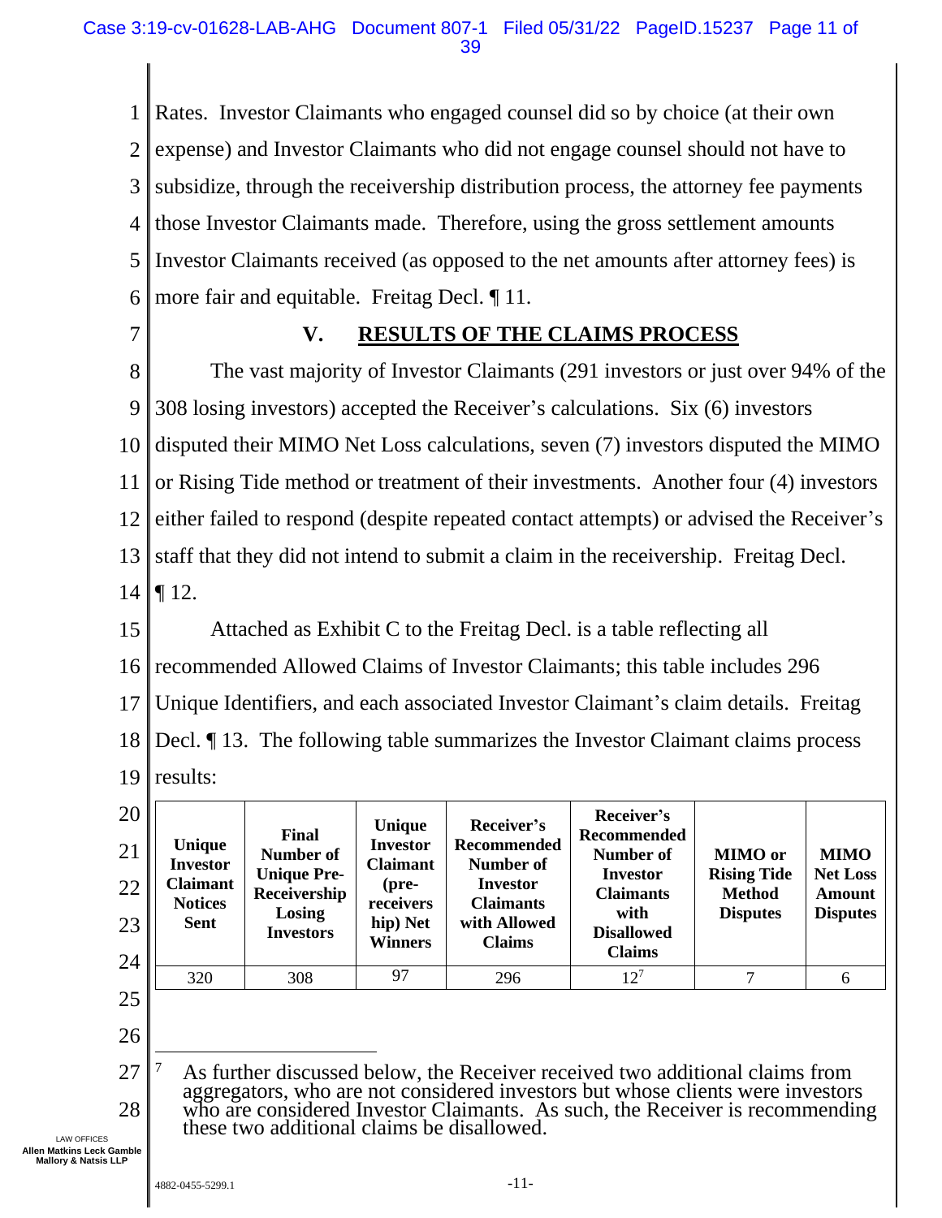Rates. Investor Claimants who engaged counsel did so by choice (at their own expense) and Investor Claimants who did not engage counsel should not have to subsidize, through the receivership distribution process, the attorney fee payments those Investor Claimants made. Therefore, using the gross settlement amounts Investor Claimants received (as opposed to the net amounts after attorney fees) is more fair and equitable. Freitag Decl. ¶ 11.

## V. RESULTS OF THE CLAIMS PROCESS

The vast majority of Investor Claimants (291 investors or just over 94% of the 308 losing investors) accepted the Receiver's calculations. Six (6) investors disputed their MIMO Net Loss calculations, seven (7) investors disputed the MIMO or Rising Tide method or treatment of their investments. Another four (4) investors either failed to respond (despite repeated contact attempts) or advised the Receiver's staff that they did not intend to submit a claim in the receivership. Freitag Decl. ¶ 12.

Attached as Exhibit C to the Freitag Decl. is a table reflecting all recommended Allowed Claims of Investor Claimants; this table includes 296 Unique Identifiers, and each associated Investor Claimant's claim details. Freitag Decl. ¶ 13. The following table summarizes the Investor Claimant claims process results:

| Unique Investor Claimant Notices Sent | Final Number of Unique Pre-Receivership Losing Investors | Unique Investor Claimant (pre-receivership) Net Winners | Receiver's Recommended Number of Investor Claimants with Allowed Claims | Receiver's Recommended Number of Investor Claimants with Disallowed Claims | MIMO or Rising Tide Method Disputes | MIMO Net Loss Amount Disputes |
|---|---|---|---|---|---|---|
| 320 | 308 | 97 | 296 | 12[7] | 7 | 6 |

[7] As further discussed below, the Receiver received two additional claims from aggregators, who are not considered investors but whose clients were investors who are considered Investor Claimants. As such, the Receiver is recommending these two additional claims be disallowed.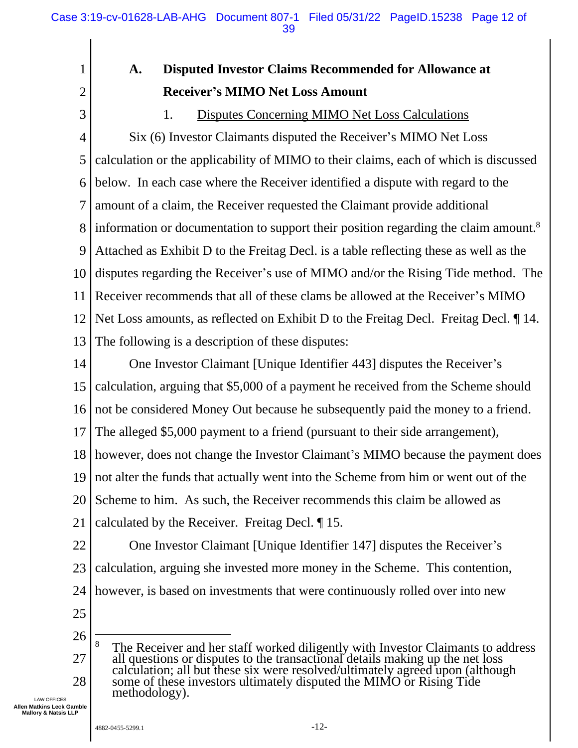### A. Disputed Investor Claims Recommended for Allowance at Receiver's MIMO Net Loss Amount

1. Disputes Concerning MIMO Net Loss Calculations

Six (6) Investor Claimants disputed the Receiver's MIMO Net Loss calculation or the applicability of MIMO to their claims, each of which is discussed below. In each case where the Receiver identified a dispute with regard to the amount of a claim, the Receiver requested the Claimant provide additional information or documentation to support their position regarding the claim amount.[8] Attached as Exhibit D to the Freitag Decl. is a table reflecting these as well as the disputes regarding the Receiver's use of MIMO and/or the Rising Tide method. The Receiver recommends that all of these clams be allowed at the Receiver's MIMO Net Loss amounts, as reflected on Exhibit D to the Freitag Decl. Freitag Decl. ¶ 14. The following is a description of these disputes:

One Investor Claimant [Unique Identifier 443] disputes the Receiver's calculation, arguing that $5,000 of a payment he received from the Scheme should not be considered Money Out because he subsequently paid the money to a friend. The alleged $5,000 payment to a friend (pursuant to their side arrangement), however, does not change the Investor Claimant's MIMO because the payment does not alter the funds that actually went into the Scheme from him or went out of the Scheme to him. As such, the Receiver recommends this claim be allowed as calculated by the Receiver. Freitag Decl. ¶ 15.

One Investor Claimant [Unique Identifier 147] disputes the Receiver's calculation, arguing she invested more money in the Scheme. This contention, however, is based on investments that were continuously rolled over into new

---

[8] The Receiver and her staff worked diligently with Investor Claimants to address all questions or disputes to the transactional details making up the net loss calculation; all but these six were resolved/ultimately agreed upon (although some of these investors ultimately disputed the MIMO or Rising Tide methodology).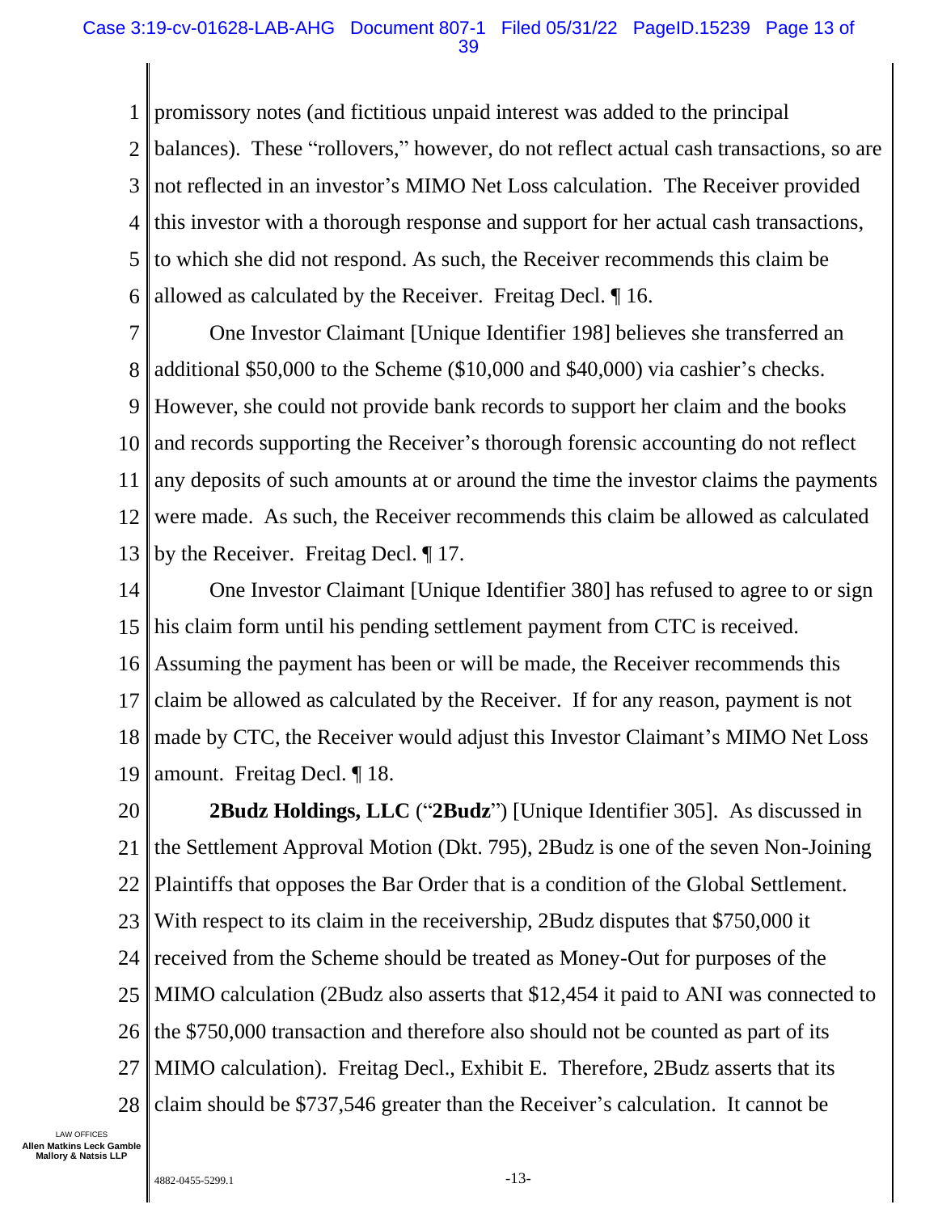promissory notes (and fictitious unpaid interest was added to the principal balances). These "rollovers," however, do not reflect actual cash transactions, so are not reflected in an investor's MIMO Net Loss calculation. The Receiver provided this investor with a thorough response and support for her actual cash transactions, to which she did not respond. As such, the Receiver recommends this claim be allowed as calculated by the Receiver. Freitag Decl. ¶ 16.

One Investor Claimant [Unique Identifier 198] believes she transferred an additional $50,000 to the Scheme ($10,000 and $40,000) via cashier's checks. However, she could not provide bank records to support her claim and the books and records supporting the Receiver's thorough forensic accounting do not reflect any deposits of such amounts at or around the time the investor claims the payments were made. As such, the Receiver recommends this claim be allowed as calculated by the Receiver. Freitag Decl. ¶ 17.

One Investor Claimant [Unique Identifier 380] has refused to agree to or sign his claim form until his pending settlement payment from CTC is received. Assuming the payment has been or will be made, the Receiver recommends this claim be allowed as calculated by the Receiver. If for any reason, payment is not made by CTC, the Receiver would adjust this Investor Claimant's MIMO Net Loss amount. Freitag Decl. ¶ 18.

**2Budz Holdings, LLC** ("**2Budz**") [Unique Identifier 305]. As discussed in the Settlement Approval Motion (Dkt. 795), 2Budz is one of the seven Non-Joining Plaintiffs that opposes the Bar Order that is a condition of the Global Settlement. With respect to its claim in the receivership, 2Budz disputes that $750,000 it received from the Scheme should be treated as Money-Out for purposes of the MIMO calculation (2Budz also asserts that $12,454 it paid to ANI was connected to the $750,000 transaction and therefore also should not be counted as part of its MIMO calculation). Freitag Decl., Exhibit E. Therefore, 2Budz asserts that its claim should be $737,546 greater than the Receiver's calculation. It cannot be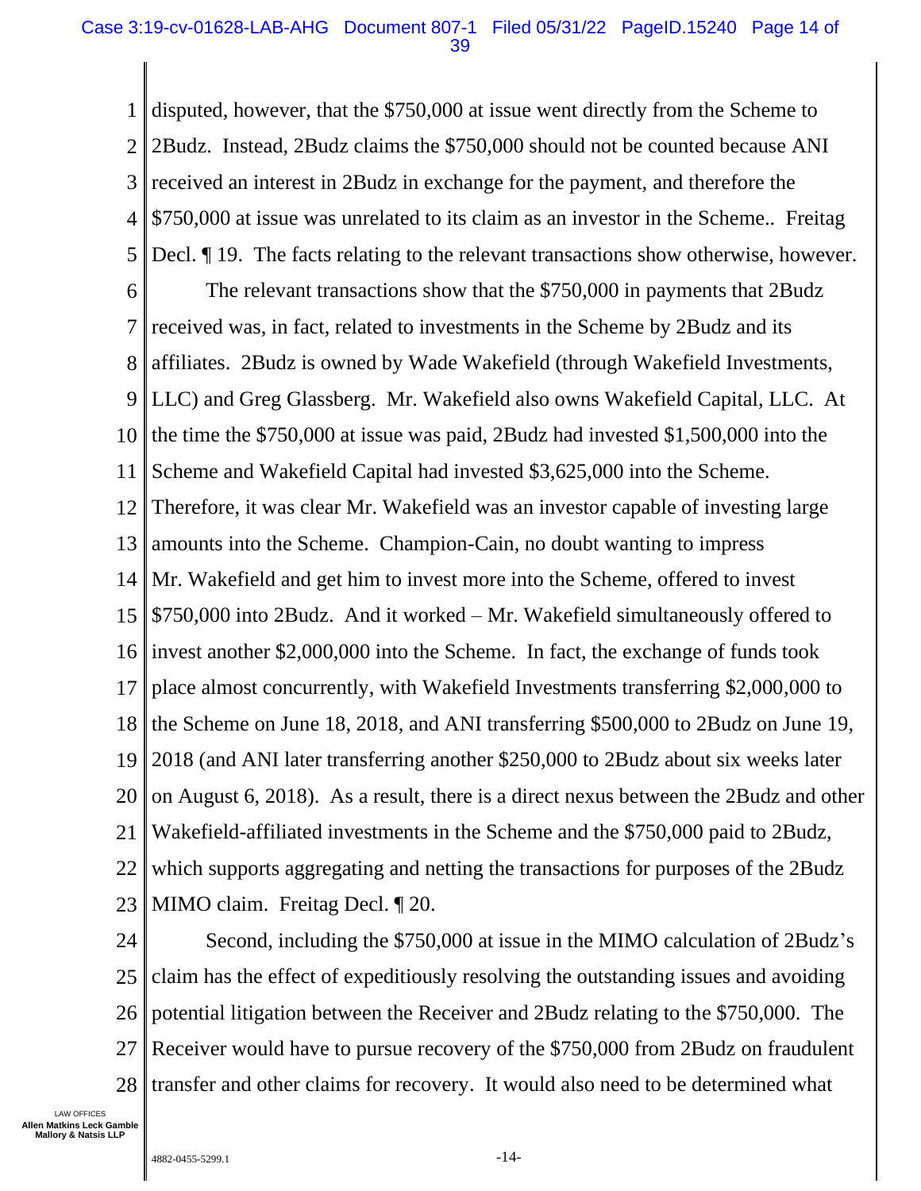disputed, however, that the $750,000 at issue went directly from the Scheme to 2Budz. Instead, 2Budz claims the $750,000 should not be counted because ANI received an interest in 2Budz in exchange for the payment, and therefore the $750,000 at issue was unrelated to its claim as an investor in the Scheme.. Freitag Decl. ¶ 19. The facts relating to the relevant transactions show otherwise, however.

The relevant transactions show that the $750,000 in payments that 2Budz received was, in fact, related to investments in the Scheme by 2Budz and its affiliates. 2Budz is owned by Wade Wakefield (through Wakefield Investments, LLC) and Greg Glassberg. Mr. Wakefield also owns Wakefield Capital, LLC. At the time the $750,000 at issue was paid, 2Budz had invested $1,500,000 into the Scheme and Wakefield Capital had invested $3,625,000 into the Scheme. Therefore, it was clear Mr. Wakefield was an investor capable of investing large amounts into the Scheme. Champion-Cain, no doubt wanting to impress Mr. Wakefield and get him to invest more into the Scheme, offered to invest $750,000 into 2Budz. And it worked – Mr. Wakefield simultaneously offered to invest another $2,000,000 into the Scheme. In fact, the exchange of funds took place almost concurrently, with Wakefield Investments transferring $2,000,000 to the Scheme on June 18, 2018, and ANI transferring $500,000 to 2Budz on June 19, 2018 (and ANI later transferring another $250,000 to 2Budz about six weeks later on August 6, 2018). As a result, there is a direct nexus between the 2Budz and other Wakefield-affiliated investments in the Scheme and the $750,000 paid to 2Budz, which supports aggregating and netting the transactions for purposes of the 2Budz MIMO claim. Freitag Decl. ¶ 20.

Second, including the $750,000 at issue in the MIMO calculation of 2Budz's claim has the effect of expeditiously resolving the outstanding issues and avoiding potential litigation between the Receiver and 2Budz relating to the $750,000. The Receiver would have to pursue recovery of the $750,000 from 2Budz on fraudulent transfer and other claims for recovery. It would also need to be determined what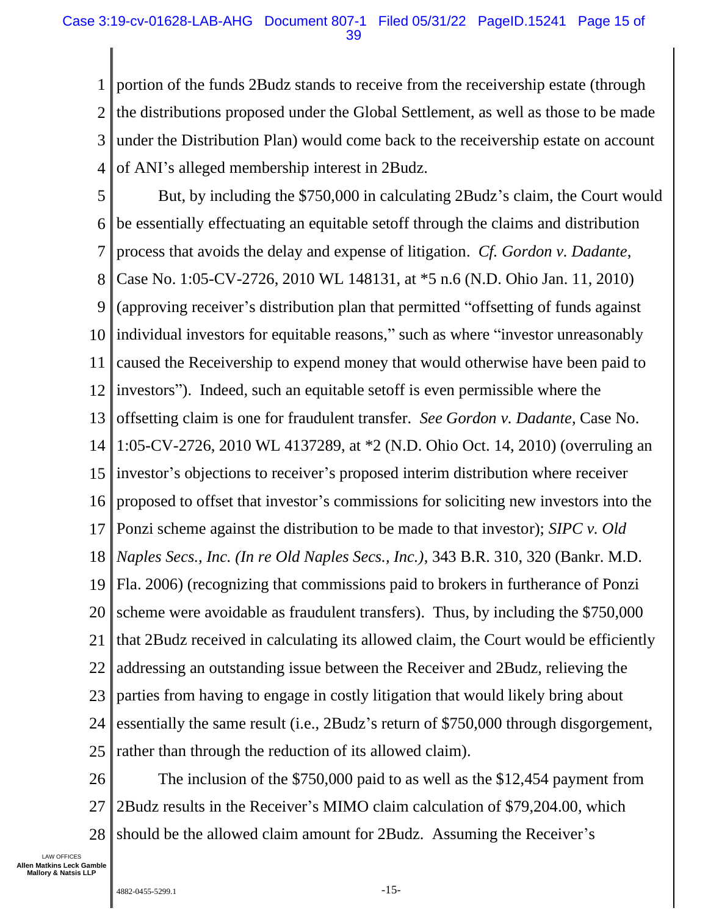portion of the funds 2Budz stands to receive from the receivership estate (through the distributions proposed under the Global Settlement, as well as those to be made under the Distribution Plan) would come back to the receivership estate on account of ANI's alleged membership interest in 2Budz.

But, by including the $750,000 in calculating 2Budz's claim, the Court would be essentially effectuating an equitable setoff through the claims and distribution process that avoids the delay and expense of litigation. *Cf. Gordon v. Dadante*, Case No. 1:05-CV-2726, 2010 WL 148131, at *5 n.6 (N.D. Ohio Jan. 11, 2010) (approving receiver's distribution plan that permitted "offsetting of funds against individual investors for equitable reasons," such as where "investor unreasonably caused the Receivership to expend money that would otherwise have been paid to investors"). Indeed, such an equitable setoff is even permissible where the offsetting claim is one for fraudulent transfer. *See Gordon v. Dadante*, Case No. 1:05-CV-2726, 2010 WL 4137289, at *2 (N.D. Ohio Oct. 14, 2010) (overruling an investor's objections to receiver's proposed interim distribution where receiver proposed to offset that investor's commissions for soliciting new investors into the Ponzi scheme against the distribution to be made to that investor); *SIPC v. Old Naples Secs., Inc. (In re Old Naples Secs., Inc.)*, 343 B.R. 310, 320 (Bankr. M.D. Fla. 2006) (recognizing that commissions paid to brokers in furtherance of Ponzi scheme were avoidable as fraudulent transfers). Thus, by including the $750,000 that 2Budz received in calculating its allowed claim, the Court would be efficiently addressing an outstanding issue between the Receiver and 2Budz, relieving the parties from having to engage in costly litigation that would likely bring about essentially the same result (i.e., 2Budz's return of $750,000 through disgorgement, rather than through the reduction of its allowed claim).

The inclusion of the $750,000 paid to as well as the $12,454 payment from 2Budz results in the Receiver's MIMO claim calculation of $79,204.00, which should be the allowed claim amount for 2Budz. Assuming the Receiver's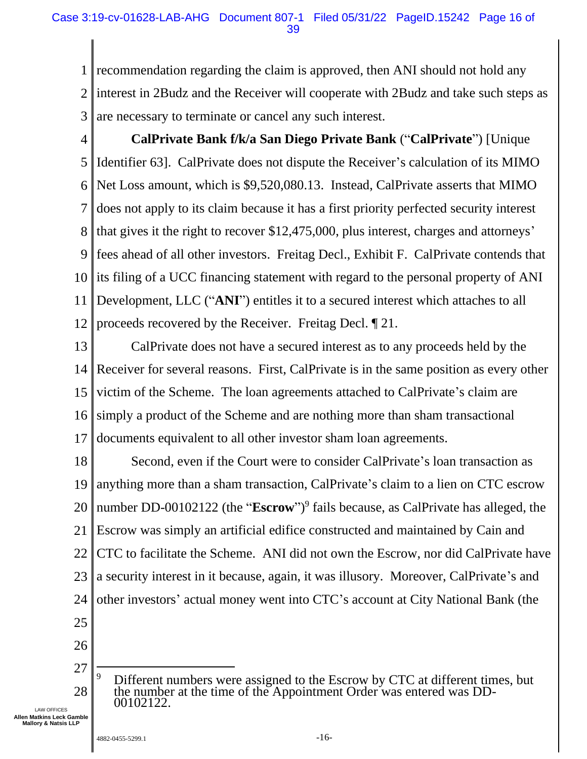recommendation regarding the claim is approved, then ANI should not hold any interest in 2Budz and the Receiver will cooperate with 2Budz and take such steps as are necessary to terminate or cancel any such interest.

**CalPrivate Bank f/k/a San Diego Private Bank** ("**CalPrivate**") [Unique Identifier 63]. CalPrivate does not dispute the Receiver's calculation of its MIMO Net Loss amount, which is $9,520,080.13. Instead, CalPrivate asserts that MIMO does not apply to its claim because it has a first priority perfected security interest that gives it the right to recover $12,475,000, plus interest, charges and attorneys' fees ahead of all other investors. Freitag Decl., Exhibit F. CalPrivate contends that its filing of a UCC financing statement with regard to the personal property of ANI Development, LLC ("**ANI**") entitles it to a secured interest which attaches to all proceeds recovered by the Receiver. Freitag Decl. ¶ 21.

CalPrivate does not have a secured interest as to any proceeds held by the Receiver for several reasons. First, CalPrivate is in the same position as every other victim of the Scheme. The loan agreements attached to CalPrivate's claim are simply a product of the Scheme and are nothing more than sham transactional documents equivalent to all other investor sham loan agreements.

Second, even if the Court were to consider CalPrivate's loan transaction as anything more than a sham transaction, CalPrivate's claim to a lien on CTC escrow number DD-00102122 (the "**Escrow**")[9] fails because, as CalPrivate has alleged, the Escrow was simply an artificial edifice constructed and maintained by Cain and CTC to facilitate the Scheme. ANI did not own the Escrow, nor did CalPrivate have a security interest in it because, again, it was illusory. Moreover, CalPrivate's and other investors' actual money went into CTC's account at City National Bank (the

---

[9] Different numbers were assigned to the Escrow by CTC at different times, but the number at the time of the Appointment Order was entered was DD-00102122.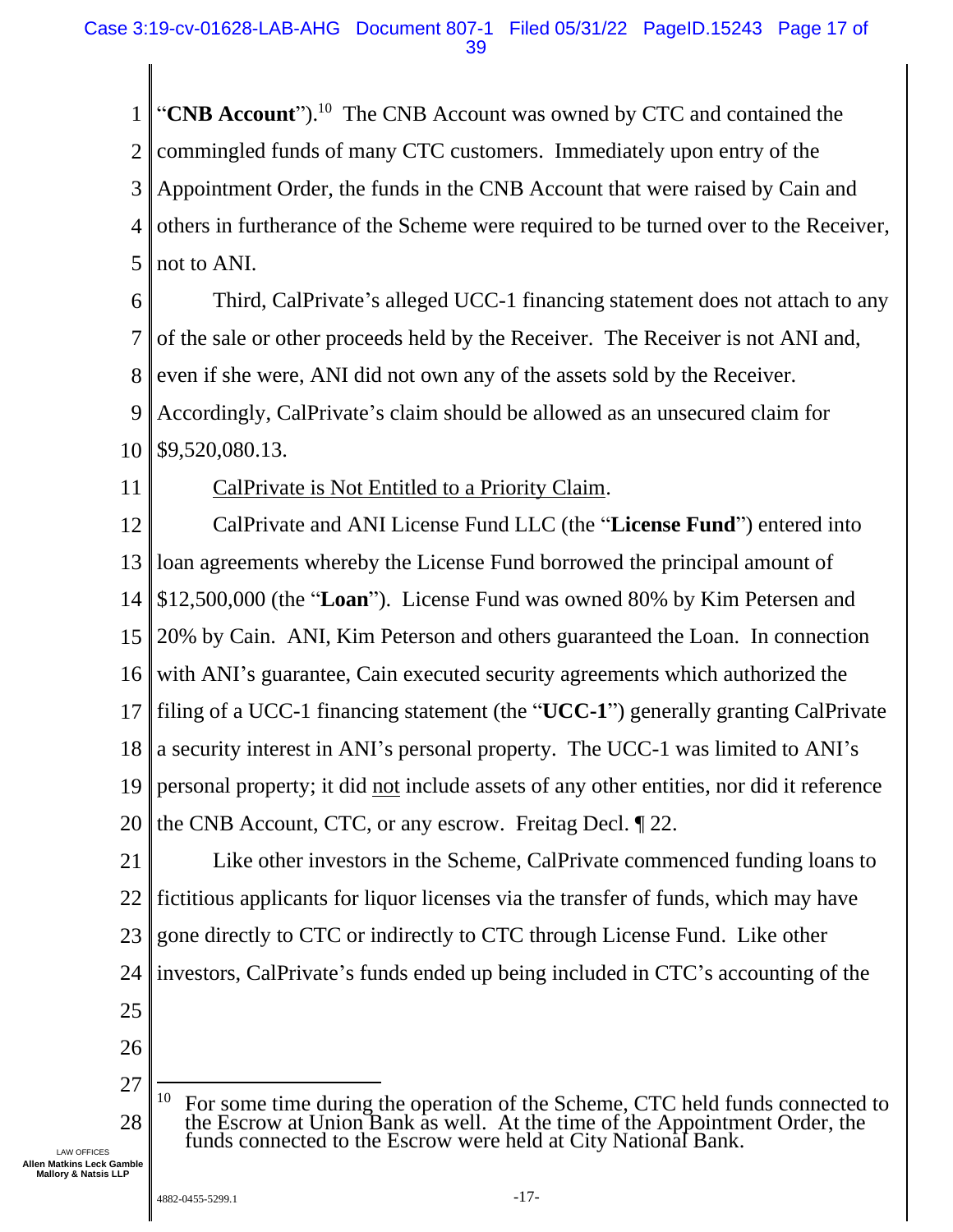"**CNB Account**").[10] The CNB Account was owned by CTC and contained the commingled funds of many CTC customers. Immediately upon entry of the Appointment Order, the funds in the CNB Account that were raised by Cain and others in furtherance of the Scheme were required to be turned over to the Receiver, not to ANI.

Third, CalPrivate's alleged UCC-1 financing statement does not attach to any of the sale or other proceeds held by the Receiver. The Receiver is not ANI and, even if she were, ANI did not own any of the assets sold by the Receiver. Accordingly, CalPrivate's claim should be allowed as an unsecured claim for $9,520,080.13.

<u>CalPrivate is Not Entitled to a Priority Claim</u>.

CalPrivate and ANI License Fund LLC (the "**License Fund**") entered into loan agreements whereby the License Fund borrowed the principal amount of $12,500,000 (the "**Loan**"). License Fund was owned 80% by Kim Petersen and 20% by Cain. ANI, Kim Peterson and others guaranteed the Loan. In connection with ANI's guarantee, Cain executed security agreements which authorized the filing of a UCC-1 financing statement (the "**UCC-1**") generally granting CalPrivate a security interest in ANI's personal property. The UCC-1 was limited to ANI's personal property; it did <u>not</u> include assets of any other entities, nor did it reference the CNB Account, CTC, or any escrow. Freitag Decl. ¶ 22.

Like other investors in the Scheme, CalPrivate commenced funding loans to fictitious applicants for liquor licenses via the transfer of funds, which may have gone directly to CTC or indirectly to CTC through License Fund. Like other investors, CalPrivate's funds ended up being included in CTC's accounting of the

[10] For some time during the operation of the Scheme, CTC held funds connected to the Escrow at Union Bank as well. At the time of the Appointment Order, the funds connected to the Escrow were held at City National Bank.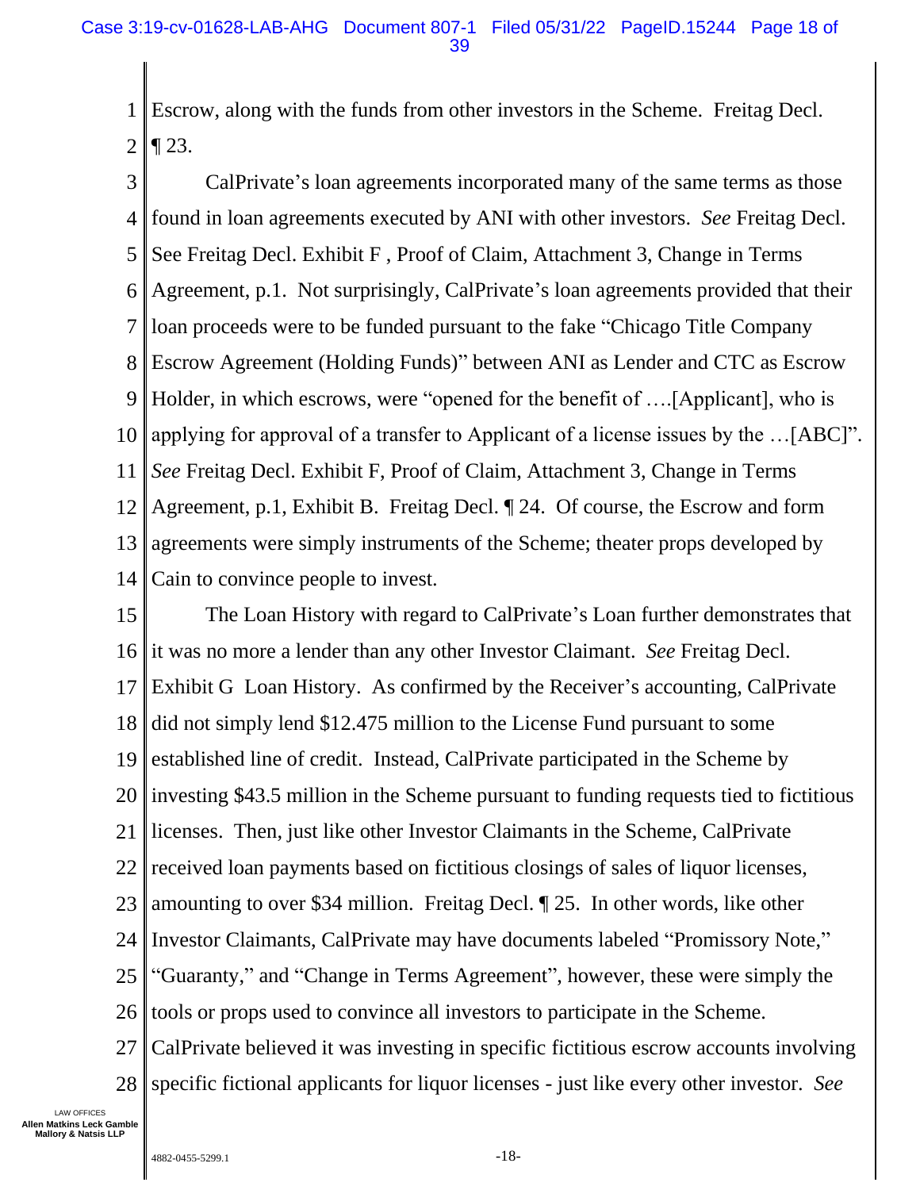Escrow, along with the funds from other investors in the Scheme. Freitag Decl. ¶ 23.

CalPrivate's loan agreements incorporated many of the same terms as those found in loan agreements executed by ANI with other investors. *See* Freitag Decl. See Freitag Decl. Exhibit F , Proof of Claim, Attachment 3, Change in Terms Agreement, p.1. Not surprisingly, CalPrivate's loan agreements provided that their loan proceeds were to be funded pursuant to the fake "Chicago Title Company Escrow Agreement (Holding Funds)" between ANI as Lender and CTC as Escrow Holder, in which escrows, were "opened for the benefit of ….[Applicant], who is applying for approval of a transfer to Applicant of a license issues by the …[ABC]". *See* Freitag Decl. Exhibit F, Proof of Claim, Attachment 3, Change in Terms Agreement, p.1, Exhibit B. Freitag Decl. ¶ 24. Of course, the Escrow and form agreements were simply instruments of the Scheme; theater props developed by Cain to convince people to invest.

The Loan History with regard to CalPrivate's Loan further demonstrates that it was no more a lender than any other Investor Claimant. *See* Freitag Decl. Exhibit G Loan History. As confirmed by the Receiver's accounting, CalPrivate did not simply lend $12.475 million to the License Fund pursuant to some established line of credit. Instead, CalPrivate participated in the Scheme by investing $43.5 million in the Scheme pursuant to funding requests tied to fictitious licenses. Then, just like other Investor Claimants in the Scheme, CalPrivate received loan payments based on fictitious closings of sales of liquor licenses, amounting to over $34 million. Freitag Decl. ¶ 25. In other words, like other Investor Claimants, CalPrivate may have documents labeled "Promissory Note," "Guaranty," and "Change in Terms Agreement", however, these were simply the tools or props used to convince all investors to participate in the Scheme. CalPrivate believed it was investing in specific fictitious escrow accounts involving specific fictional applicants for liquor licenses - just like every other investor. *See*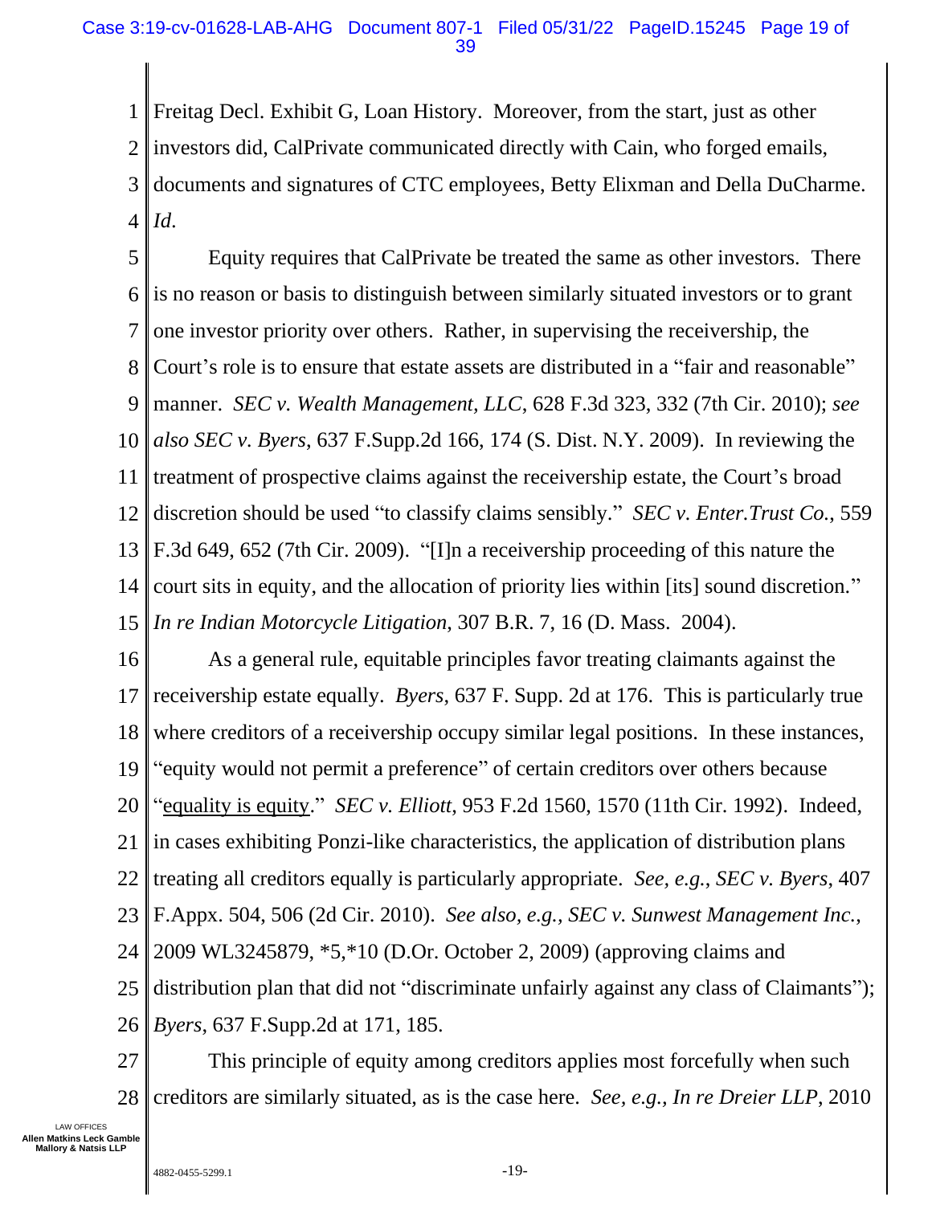Freitag Decl. Exhibit G, Loan History. Moreover, from the start, just as other investors did, CalPrivate communicated directly with Cain, who forged emails, documents and signatures of CTC employees, Betty Elixman and Della DuCharme. *Id*.

Equity requires that CalPrivate be treated the same as other investors. There is no reason or basis to distinguish between similarly situated investors or to grant one investor priority over others. Rather, in supervising the receivership, the Court's role is to ensure that estate assets are distributed in a "fair and reasonable" manner. *SEC v. Wealth Management, LLC*, 628 F.3d 323, 332 (7th Cir. 2010); *see also SEC v. Byers*, 637 F.Supp.2d 166, 174 (S. Dist. N.Y. 2009). In reviewing the treatment of prospective claims against the receivership estate, the Court's broad discretion should be used "to classify claims sensibly." *SEC v. Enter.Trust Co.*, 559 F.3d 649, 652 (7th Cir. 2009). "[I]n a receivership proceeding of this nature the court sits in equity, and the allocation of priority lies within [its] sound discretion." *In re Indian Motorcycle Litigation*, 307 B.R. 7, 16 (D. Mass. 2004).

As a general rule, equitable principles favor treating claimants against the receivership estate equally. *Byers*, 637 F. Supp. 2d at 176. This is particularly true where creditors of a receivership occupy similar legal positions. In these instances, "equity would not permit a preference" of certain creditors over others because "equality is equity." *SEC v. Elliott*, 953 F.2d 1560, 1570 (11th Cir. 1992). Indeed, in cases exhibiting Ponzi-like characteristics, the application of distribution plans treating all creditors equally is particularly appropriate. *See, e.g., SEC v. Byers*, 407 F.Appx. 504, 506 (2d Cir. 2010). *See also, e.g., SEC v. Sunwest Management Inc.*, 2009 WL3245879, *5,*10 (D.Or. October 2, 2009) (approving claims and distribution plan that did not "discriminate unfairly against any class of Claimants"); *Byers*, 637 F.Supp.2d at 171, 185.

This principle of equity among creditors applies most forcefully when such creditors are similarly situated, as is the case here. *See, e.g., In re Dreier LLP*, 2010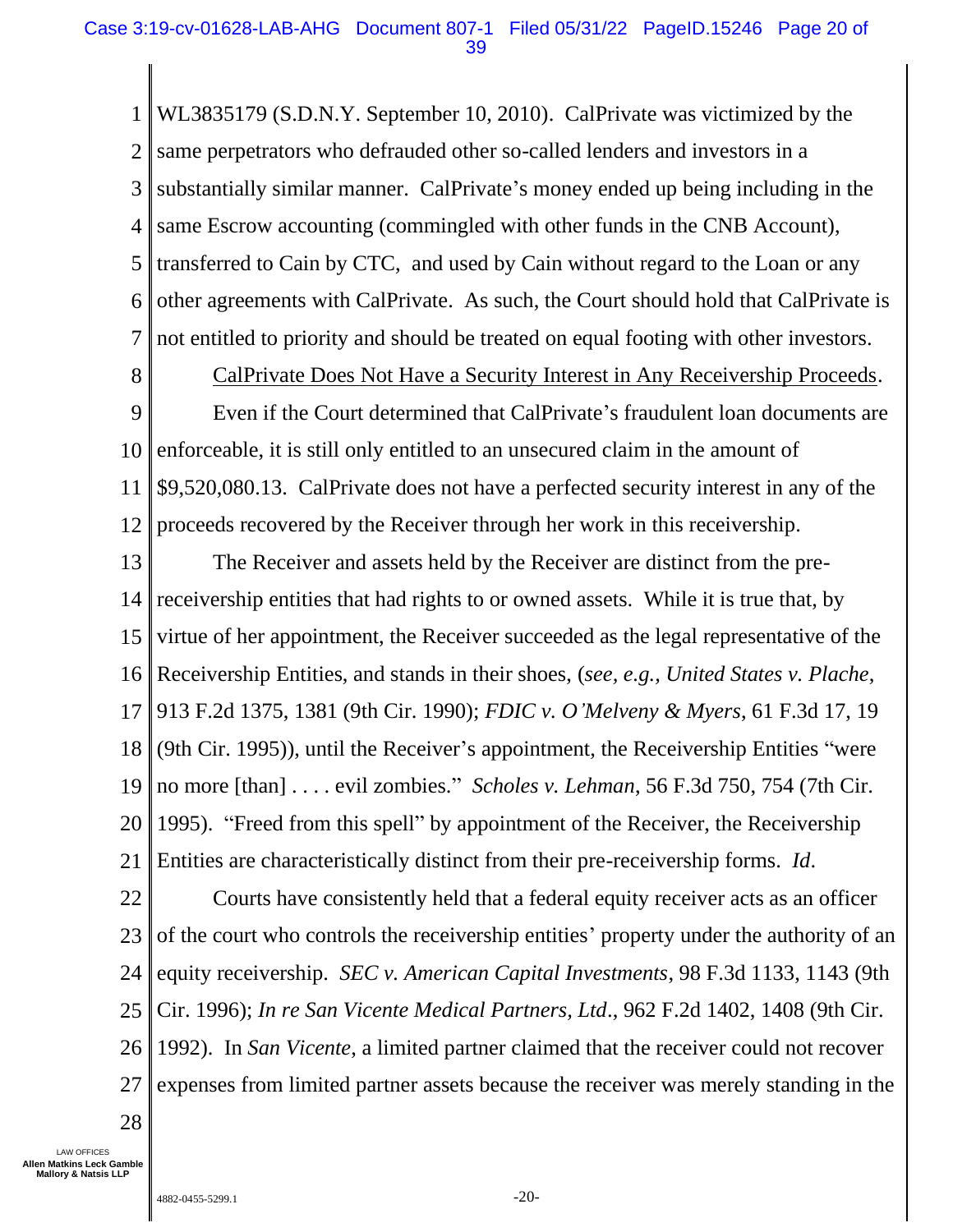WL3835179 (S.D.N.Y. September 10, 2010). CalPrivate was victimized by the same perpetrators who defrauded other so-called lenders and investors in a substantially similar manner. CalPrivate's money ended up being including in the same Escrow accounting (commingled with other funds in the CNB Account), transferred to Cain by CTC, and used by Cain without regard to the Loan or any other agreements with CalPrivate. As such, the Court should hold that CalPrivate is not entitled to priority and should be treated on equal footing with other investors.

<u>CalPrivate Does Not Have a Security Interest in Any Receivership Proceeds</u>.

Even if the Court determined that CalPrivate's fraudulent loan documents are enforceable, it is still only entitled to an unsecured claim in the amount of $9,520,080.13. CalPrivate does not have a perfected security interest in any of the proceeds recovered by the Receiver through her work in this receivership.

The Receiver and assets held by the Receiver are distinct from the pre-receivership entities that had rights to or owned assets. While it is true that, by virtue of her appointment, the Receiver succeeded as the legal representative of the Receivership Entities, and stands in their shoes, (*see, e.g., United States v. Plache*, 913 F.2d 1375, 1381 (9th Cir. 1990); *FDIC v. O'Melveny & Myers*, 61 F.3d 17, 19 (9th Cir. 1995)), until the Receiver's appointment, the Receivership Entities "were no more [than] . . . . evil zombies." *Scholes v. Lehman*, 56 F.3d 750, 754 (7th Cir. 1995). "Freed from this spell" by appointment of the Receiver, the Receivership Entities are characteristically distinct from their pre-receivership forms. *Id*.

Courts have consistently held that a federal equity receiver acts as an officer of the court who controls the receivership entities' property under the authority of an equity receivership. *SEC v. American Capital Investments*, 98 F.3d 1133, 1143 (9th Cir. 1996); *In re San Vicente Medical Partners, Ltd*., 962 F.2d 1402, 1408 (9th Cir. 1992). In *San Vicente*, a limited partner claimed that the receiver could not recover expenses from limited partner assets because the receiver was merely standing in the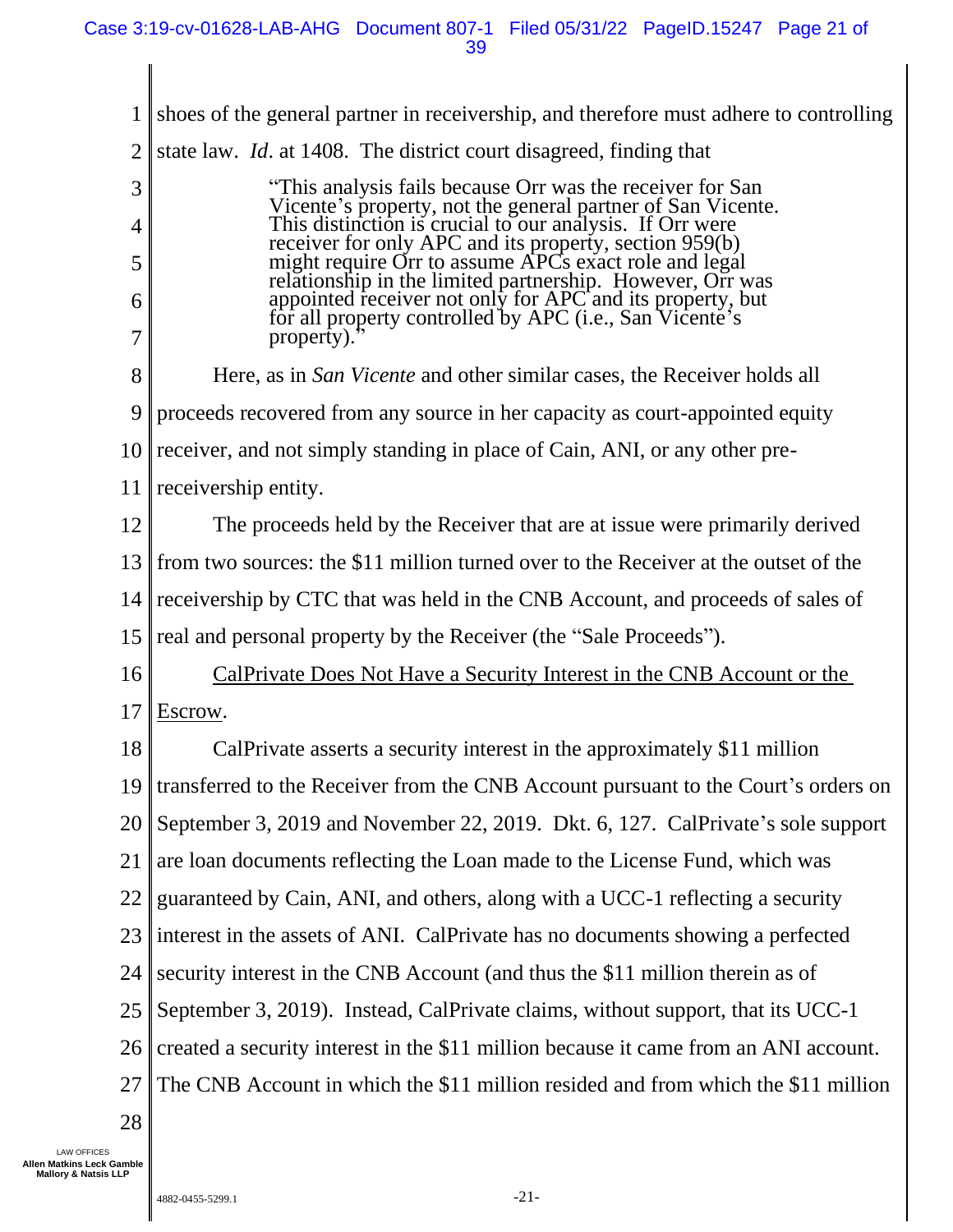shoes of the general partner in receivership, and therefore must adhere to controlling state law. *Id*. at 1408. The district court disagreed, finding that

> "This analysis fails because Orr was the receiver for San Vicente's property, not the general partner of San Vicente. This distinction is crucial to our analysis. If Orr were receiver for only APC and its property, section 959(b) might require Orr to assume APCs exact role and legal relationship in the limited partnership. However, Orr was appointed receiver not only for APC and its property, but for all property controlled by APC (i.e., San Vicente's property)."

Here, as in *San Vicente* and other similar cases, the Receiver holds all proceeds recovered from any source in her capacity as court-appointed equity receiver, and not simply standing in place of Cain, ANI, or any other pre-receivership entity.

The proceeds held by the Receiver that are at issue were primarily derived from two sources: the $11 million turned over to the Receiver at the outset of the receivership by CTC that was held in the CNB Account, and proceeds of sales of real and personal property by the Receiver (the "Sale Proceeds").

<u>CalPrivate Does Not Have a Security Interest in the CNB Account or the Escrow</u>.

CalPrivate asserts a security interest in the approximately $11 million transferred to the Receiver from the CNB Account pursuant to the Court's orders on September 3, 2019 and November 22, 2019. Dkt. 6, 127. CalPrivate's sole support are loan documents reflecting the Loan made to the License Fund, which was guaranteed by Cain, ANI, and others, along with a UCC-1 reflecting a security interest in the assets of ANI. CalPrivate has no documents showing a perfected security interest in the CNB Account (and thus the $11 million therein as of September 3, 2019). Instead, CalPrivate claims, without support, that its UCC-1 created a security interest in the $11 million because it came from an ANI account. The CNB Account in which the $11 million resided and from which the $11 million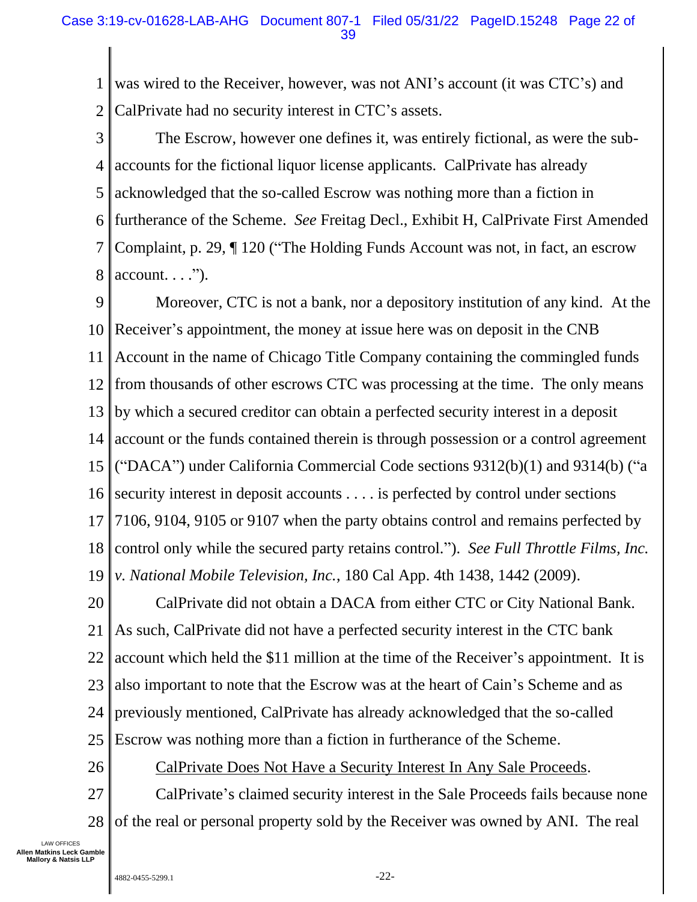was wired to the Receiver, however, was not ANI's account (it was CTC's) and CalPrivate had no security interest in CTC's assets.

The Escrow, however one defines it, was entirely fictional, as were the sub-accounts for the fictional liquor license applicants. CalPrivate has already acknowledged that the so-called Escrow was nothing more than a fiction in furtherance of the Scheme. *See* Freitag Decl., Exhibit H, CalPrivate First Amended Complaint, p. 29, ¶ 120 ("The Holding Funds Account was not, in fact, an escrow account. . . .").

Moreover, CTC is not a bank, nor a depository institution of any kind. At the Receiver's appointment, the money at issue here was on deposit in the CNB Account in the name of Chicago Title Company containing the commingled funds from thousands of other escrows CTC was processing at the time. The only means by which a secured creditor can obtain a perfected security interest in a deposit account or the funds contained therein is through possession or a control agreement ("DACA") under California Commercial Code sections 9312(b)(1) and 9314(b) ("a security interest in deposit accounts . . . . is perfected by control under sections 7106, 9104, 9105 or 9107 when the party obtains control and remains perfected by control only while the secured party retains control."). *See Full Throttle Films, Inc. v. National Mobile Television, Inc.*, 180 Cal App. 4th 1438, 1442 (2009).

CalPrivate did not obtain a DACA from either CTC or City National Bank. As such, CalPrivate did not have a perfected security interest in the CTC bank account which held the $11 million at the time of the Receiver's appointment. It is also important to note that the Escrow was at the heart of Cain's Scheme and as previously mentioned, CalPrivate has already acknowledged that the so-called Escrow was nothing more than a fiction in furtherance of the Scheme.

<u>CalPrivate Does Not Have a Security Interest In Any Sale Proceeds</u>.

CalPrivate's claimed security interest in the Sale Proceeds fails because none of the real or personal property sold by the Receiver was owned by ANI. The real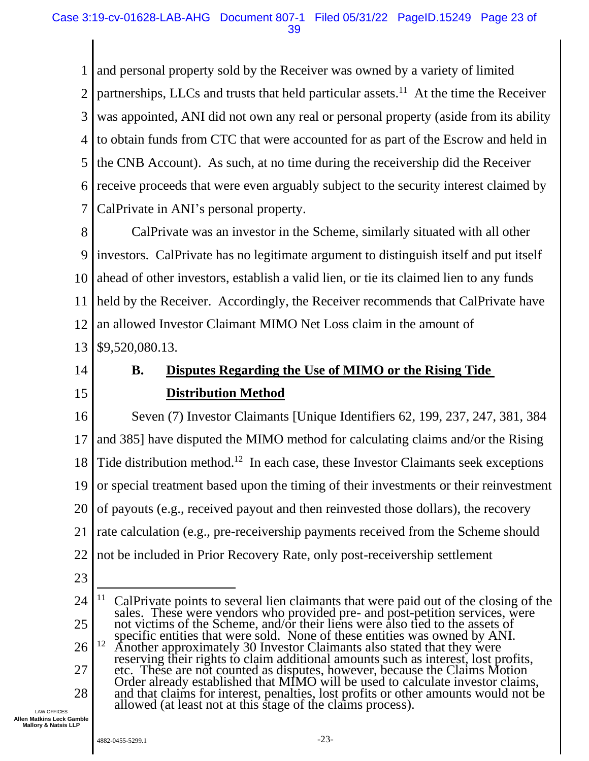and personal property sold by the Receiver was owned by a variety of limited partnerships, LLCs and trusts that held particular assets.[11] At the time the Receiver was appointed, ANI did not own any real or personal property (aside from its ability to obtain funds from CTC that were accounted for as part of the Escrow and held in the CNB Account). As such, at no time during the receivership did the Receiver receive proceeds that were even arguably subject to the security interest claimed by CalPrivate in ANI's personal property.

CalPrivate was an investor in the Scheme, similarly situated with all other investors. CalPrivate has no legitimate argument to distinguish itself and put itself ahead of other investors, establish a valid lien, or tie its claimed lien to any funds held by the Receiver. Accordingly, the Receiver recommends that CalPrivate have an allowed Investor Claimant MIMO Net Loss claim in the amount of $9,520,080.13.

### B. Disputes Regarding the Use of MIMO or the Rising Tide Distribution Method

Seven (7) Investor Claimants [Unique Identifiers 62, 199, 237, 247, 381, 384 and 385] have disputed the MIMO method for calculating claims and/or the Rising Tide distribution method.[12] In each case, these Investor Claimants seek exceptions or special treatment based upon the timing of their investments or their reinvestment of payouts (e.g., received payout and then reinvested those dollars), the recovery rate calculation (e.g., pre-receivership payments received from the Scheme should not be included in Prior Recovery Rate, only post-receivership settlement

---

[11] CalPrivate points to several lien claimants that were paid out of the closing of the sales. These were vendors who provided pre- and post-petition services, were not victims of the Scheme, and/or their liens were also tied to the assets of specific entities that were sold. None of these entities was owned by ANI.

[12] Another approximately 30 Investor Claimants also stated that they were reserving their rights to claim additional amounts such as interest, lost profits, etc. These are not counted as disputes, however, because the Claims Motion Order already established that MIMO will be used to calculate investor claims, and that claims for interest, penalties, lost profits or other amounts would not be allowed (at least not at this stage of the claims process).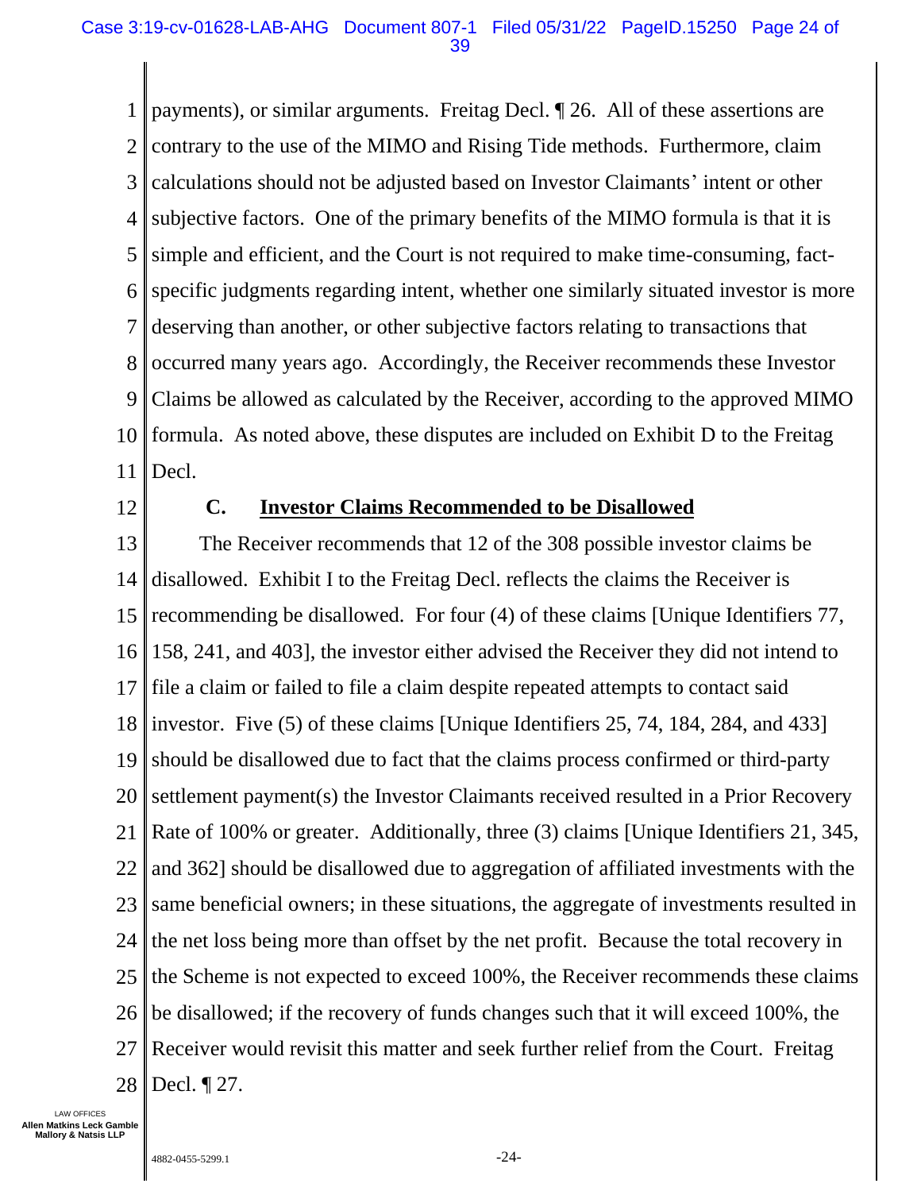payments), or similar arguments. Freitag Decl. ¶ 26. All of these assertions are contrary to the use of the MIMO and Rising Tide methods. Furthermore, claim calculations should not be adjusted based on Investor Claimants' intent or other subjective factors. One of the primary benefits of the MIMO formula is that it is simple and efficient, and the Court is not required to make time-consuming, fact-specific judgments regarding intent, whether one similarly situated investor is more deserving than another, or other subjective factors relating to transactions that occurred many years ago. Accordingly, the Receiver recommends these Investor Claims be allowed as calculated by the Receiver, according to the approved MIMO formula. As noted above, these disputes are included on Exhibit D to the Freitag Decl.

### C. Investor Claims Recommended to be Disallowed

The Receiver recommends that 12 of the 308 possible investor claims be disallowed. Exhibit I to the Freitag Decl. reflects the claims the Receiver is recommending be disallowed. For four (4) of these claims [Unique Identifiers 77, 158, 241, and 403], the investor either advised the Receiver they did not intend to file a claim or failed to file a claim despite repeated attempts to contact said investor. Five (5) of these claims [Unique Identifiers 25, 74, 184, 284, and 433] should be disallowed due to fact that the claims process confirmed or third-party settlement payment(s) the Investor Claimants received resulted in a Prior Recovery Rate of 100% or greater. Additionally, three (3) claims [Unique Identifiers 21, 345, and 362] should be disallowed due to aggregation of affiliated investments with the same beneficial owners; in these situations, the aggregate of investments resulted in the net loss being more than offset by the net profit. Because the total recovery in the Scheme is not expected to exceed 100%, the Receiver recommends these claims be disallowed; if the recovery of funds changes such that it will exceed 100%, the Receiver would revisit this matter and seek further relief from the Court. Freitag Decl. ¶ 27.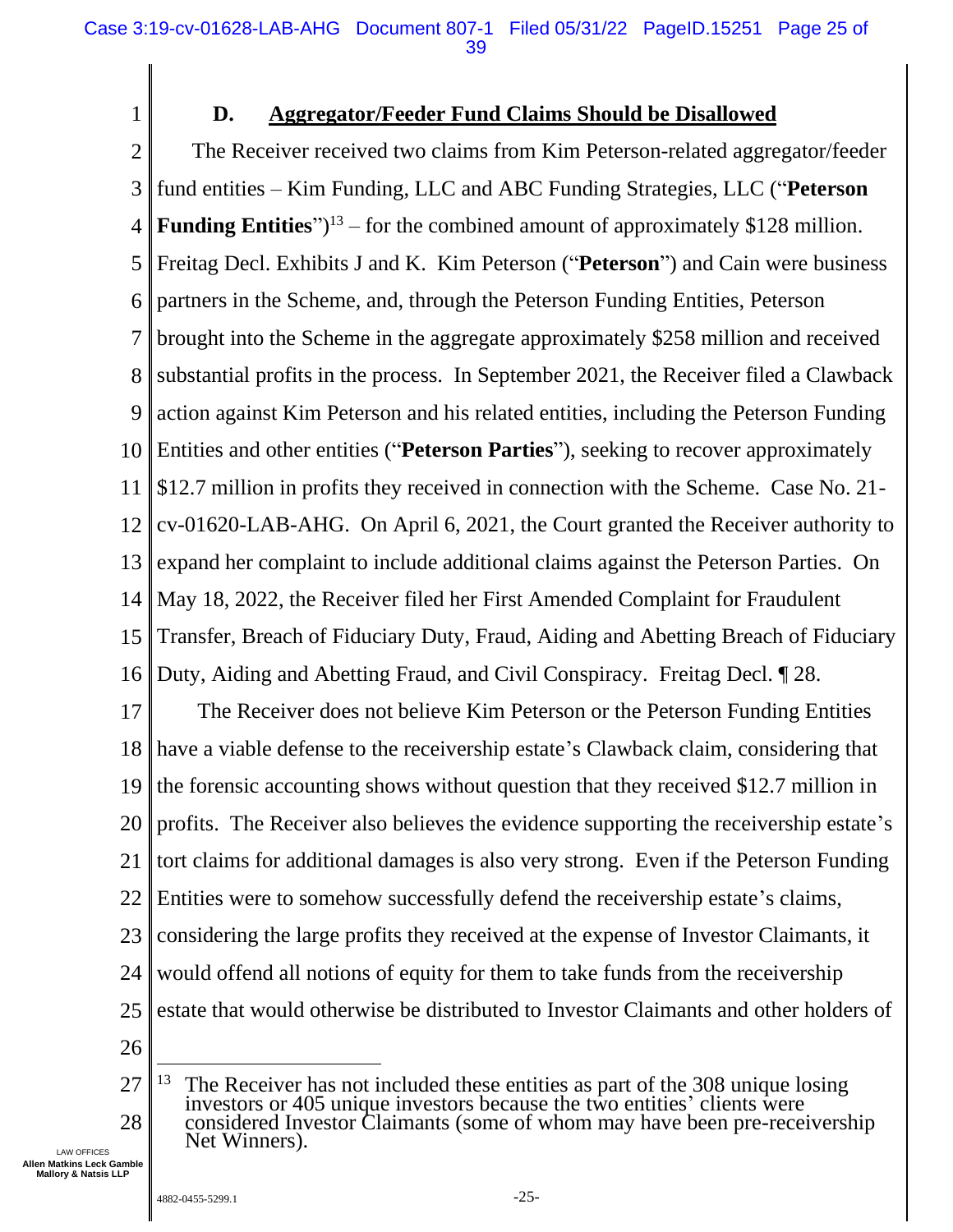### D. Aggregator/Feeder Fund Claims Should be Disallowed

The Receiver received two claims from Kim Peterson-related aggregator/feeder fund entities – Kim Funding, LLC and ABC Funding Strategies, LLC ("**Peterson Funding Entities**")[13] – for the combined amount of approximately $128 million. Freitag Decl. Exhibits J and K. Kim Peterson ("**Peterson**") and Cain were business partners in the Scheme, and, through the Peterson Funding Entities, Peterson brought into the Scheme in the aggregate approximately $258 million and received substantial profits in the process. In September 2021, the Receiver filed a Clawback action against Kim Peterson and his related entities, including the Peterson Funding Entities and other entities ("**Peterson Parties**"), seeking to recover approximately $12.7 million in profits they received in connection with the Scheme. Case No. 21-cv-01620-LAB-AHG. On April 6, 2021, the Court granted the Receiver authority to expand her complaint to include additional claims against the Peterson Parties. On May 18, 2022, the Receiver filed her First Amended Complaint for Fraudulent Transfer, Breach of Fiduciary Duty, Fraud, Aiding and Abetting Breach of Fiduciary Duty, Aiding and Abetting Fraud, and Civil Conspiracy. Freitag Decl. ¶ 28.

The Receiver does not believe Kim Peterson or the Peterson Funding Entities have a viable defense to the receivership estate's Clawback claim, considering that the forensic accounting shows without question that they received $12.7 million in profits. The Receiver also believes the evidence supporting the receivership estate's tort claims for additional damages is also very strong. Even if the Peterson Funding Entities were to somehow successfully defend the receivership estate's claims, considering the large profits they received at the expense of Investor Claimants, it would offend all notions of equity for them to take funds from the receivership estate that would otherwise be distributed to Investor Claimants and other holders of

---

[13] The Receiver has not included these entities as part of the 308 unique losing investors or 405 unique investors because the two entities' clients were considered Investor Claimants (some of whom may have been pre-receivership Net Winners).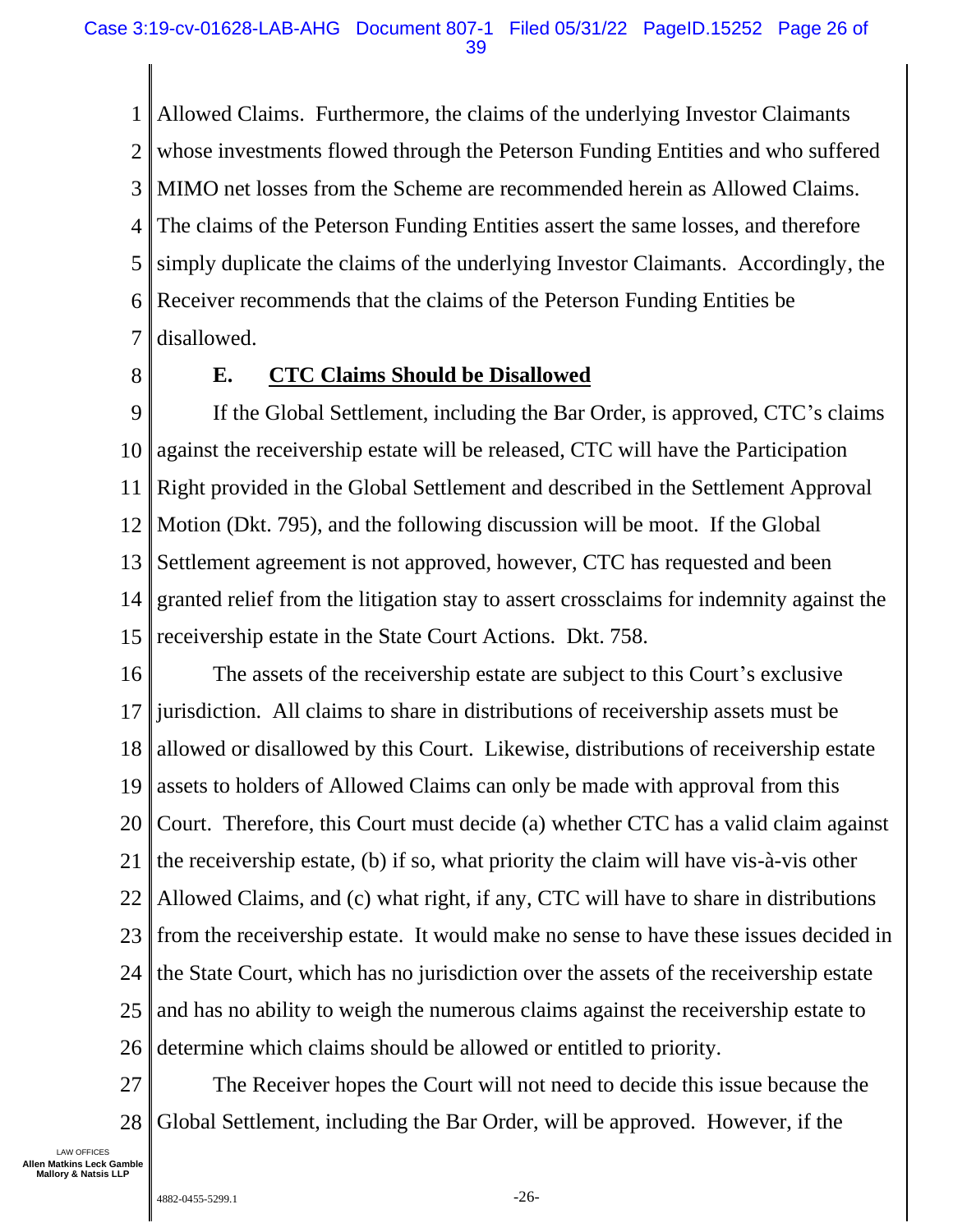Allowed Claims. Furthermore, the claims of the underlying Investor Claimants whose investments flowed through the Peterson Funding Entities and who suffered MIMO net losses from the Scheme are recommended herein as Allowed Claims. The claims of the Peterson Funding Entities assert the same losses, and therefore simply duplicate the claims of the underlying Investor Claimants. Accordingly, the Receiver recommends that the claims of the Peterson Funding Entities be disallowed.

### E. CTC Claims Should be Disallowed

If the Global Settlement, including the Bar Order, is approved, CTC's claims against the receivership estate will be released, CTC will have the Participation Right provided in the Global Settlement and described in the Settlement Approval Motion (Dkt. 795), and the following discussion will be moot. If the Global Settlement agreement is not approved, however, CTC has requested and been granted relief from the litigation stay to assert crossclaims for indemnity against the receivership estate in the State Court Actions. Dkt. 758.

The assets of the receivership estate are subject to this Court's exclusive jurisdiction. All claims to share in distributions of receivership assets must be allowed or disallowed by this Court. Likewise, distributions of receivership estate assets to holders of Allowed Claims can only be made with approval from this Court. Therefore, this Court must decide (a) whether CTC has a valid claim against the receivership estate, (b) if so, what priority the claim will have vis-à-vis other Allowed Claims, and (c) what right, if any, CTC will have to share in distributions from the receivership estate. It would make no sense to have these issues decided in the State Court, which has no jurisdiction over the assets of the receivership estate and has no ability to weigh the numerous claims against the receivership estate to determine which claims should be allowed or entitled to priority.

The Receiver hopes the Court will not need to decide this issue because the Global Settlement, including the Bar Order, will be approved. However, if the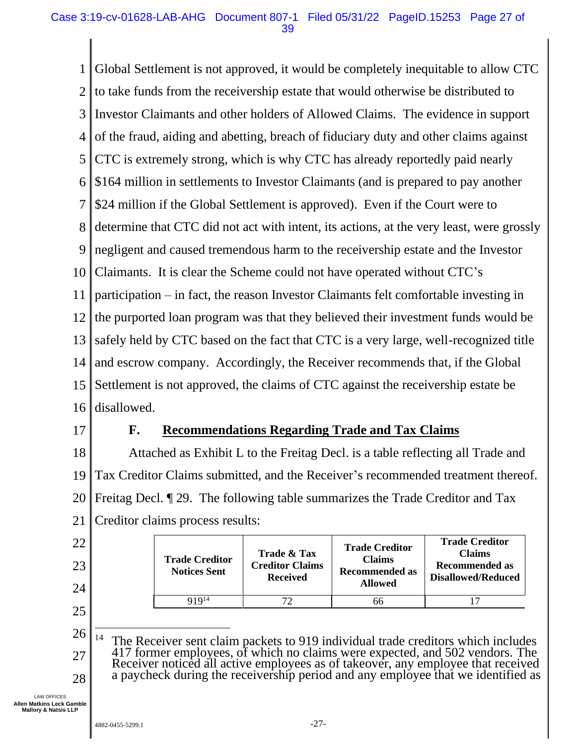Global Settlement is not approved, it would be completely inequitable to allow CTC to take funds from the receivership estate that would otherwise be distributed to Investor Claimants and other holders of Allowed Claims. The evidence in support of the fraud, aiding and abetting, breach of fiduciary duty and other claims against CTC is extremely strong, which is why CTC has already reportedly paid nearly $164 million in settlements to Investor Claimants (and is prepared to pay another $24 million if the Global Settlement is approved). Even if the Court were to determine that CTC did not act with intent, its actions, at the very least, were grossly negligent and caused tremendous harm to the receivership estate and the Investor Claimants. It is clear the Scheme could not have operated without CTC's participation – in fact, the reason Investor Claimants felt comfortable investing in the purported loan program was that they believed their investment funds would be safely held by CTC based on the fact that CTC is a very large, well-recognized title and escrow company. Accordingly, the Receiver recommends that, if the Global Settlement is not approved, the claims of CTC against the receivership estate be disallowed.

### F. Recommendations Regarding Trade and Tax Claims

Attached as Exhibit L to the Freitag Decl. is a table reflecting all Trade and Tax Creditor Claims submitted, and the Receiver's recommended treatment thereof. Freitag Decl. ¶ 29. The following table summarizes the Trade Creditor and Tax Creditor claims process results:

| Trade Creditor Notices Sent | Trade & Tax Creditor Claims Received | Trade Creditor Claims Recommended as Allowed | Trade Creditor Claims Recommended as Disallowed/Reduced |
|---|---|---|---|
| 919[14] | 72 | 66 | 17 |

[14] The Receiver sent claim packets to 919 individual trade creditors which includes 417 former employees, of which no claims were expected, and 502 vendors. The Receiver noticed all active employees as of takeover, any employee that received a paycheck during the receivership period and any employee that we identified as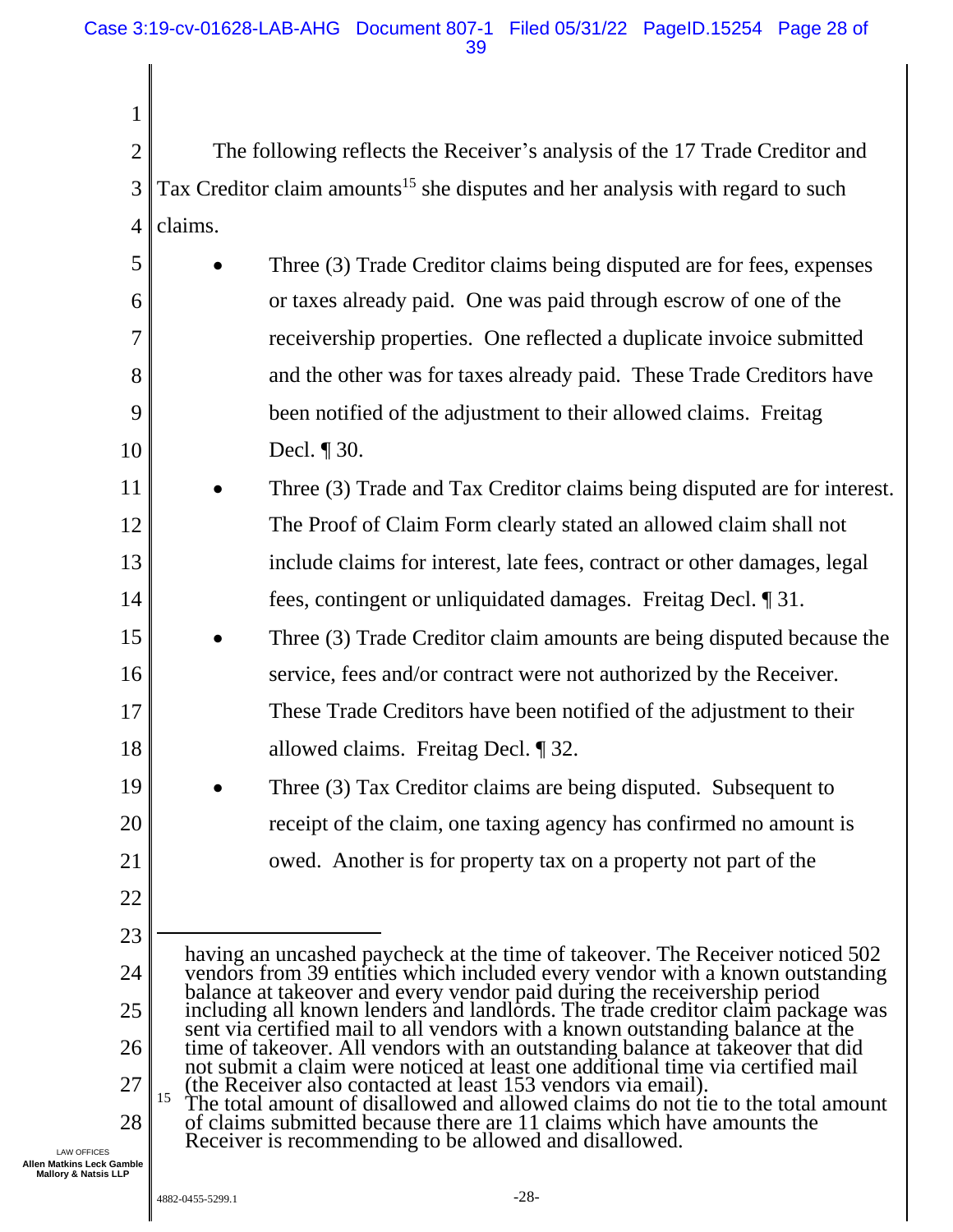The following reflects the Receiver's analysis of the 17 Trade Creditor and Tax Creditor claim amounts[15] she disputes and her analysis with regard to such claims.

- Three (3) Trade Creditor claims being disputed are for fees, expenses or taxes already paid. One was paid through escrow of one of the receivership properties. One reflected a duplicate invoice submitted and the other was for taxes already paid. These Trade Creditors have been notified of the adjustment to their allowed claims. Freitag Decl. ¶ 30.
- Three (3) Trade and Tax Creditor claims being disputed are for interest. The Proof of Claim Form clearly stated an allowed claim shall not include claims for interest, late fees, contract or other damages, legal fees, contingent or unliquidated damages. Freitag Decl. ¶ 31.
- Three (3) Trade Creditor claim amounts are being disputed because the service, fees and/or contract were not authorized by the Receiver. These Trade Creditors have been notified of the adjustment to their allowed claims. Freitag Decl. ¶ 32.
- Three (3) Tax Creditor claims are being disputed. Subsequent to receipt of the claim, one taxing agency has confirmed no amount is owed. Another is for property tax on a property not part of the

---

having an uncashed paycheck at the time of takeover. The Receiver noticed 502 vendors from 39 entities which included every vendor with a known outstanding balance at takeover and every vendor paid during the receivership period including all known lenders and landlords. The trade creditor claim package was sent via certified mail to all vendors with a known outstanding balance at the time of takeover. All vendors with an outstanding balance at takeover that did not submit a claim were noticed at least one additional time via certified mail (the Receiver also contacted at least 153 vendors via email).

[15] The total amount of disallowed and allowed claims do not tie to the total amount of claims submitted because there are 11 claims which have amounts the Receiver is recommending to be allowed and disallowed.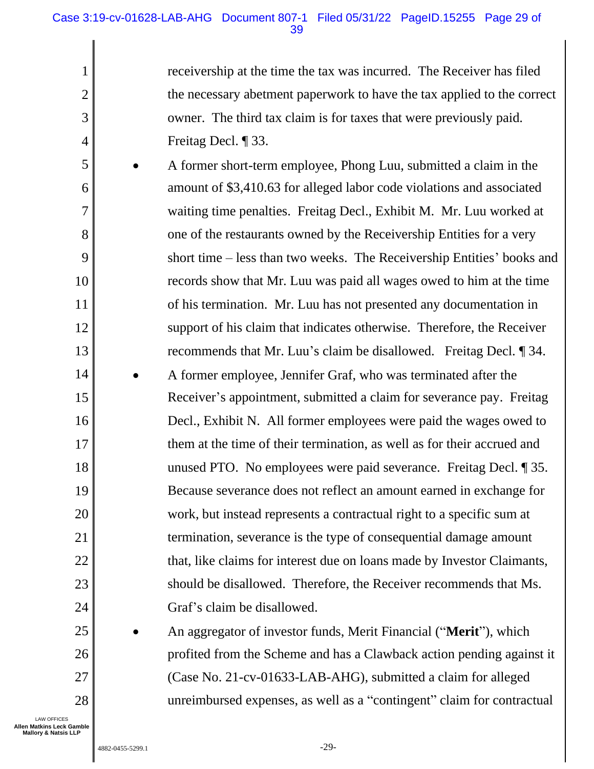receivership at the time the tax was incurred. The Receiver has filed the necessary abetment paperwork to have the tax applied to the correct owner. The third tax claim is for taxes that were previously paid. Freitag Decl. ¶ 33.

- A former short-term employee, Phong Luu, submitted a claim in the amount of $3,410.63 for alleged labor code violations and associated waiting time penalties. Freitag Decl., Exhibit M. Mr. Luu worked at one of the restaurants owned by the Receivership Entities for a very short time – less than two weeks. The Receivership Entities' books and records show that Mr. Luu was paid all wages owed to him at the time of his termination. Mr. Luu has not presented any documentation in support of his claim that indicates otherwise. Therefore, the Receiver recommends that Mr. Luu's claim be disallowed. Freitag Decl. ¶ 34.
- A former employee, Jennifer Graf, who was terminated after the Receiver's appointment, submitted a claim for severance pay. Freitag Decl., Exhibit N. All former employees were paid the wages owed to them at the time of their termination, as well as for their accrued and unused PTO. No employees were paid severance. Freitag Decl. ¶ 35. Because severance does not reflect an amount earned in exchange for work, but instead represents a contractual right to a specific sum at termination, severance is the type of consequential damage amount that, like claims for interest due on loans made by Investor Claimants, should be disallowed. Therefore, the Receiver recommends that Ms. Graf's claim be disallowed.
- An aggregator of investor funds, Merit Financial ("**Merit**"), which profited from the Scheme and has a Clawback action pending against it (Case No. 21-cv-01633-LAB-AHG), submitted a claim for alleged unreimbursed expenses, as well as a "contingent" claim for contractual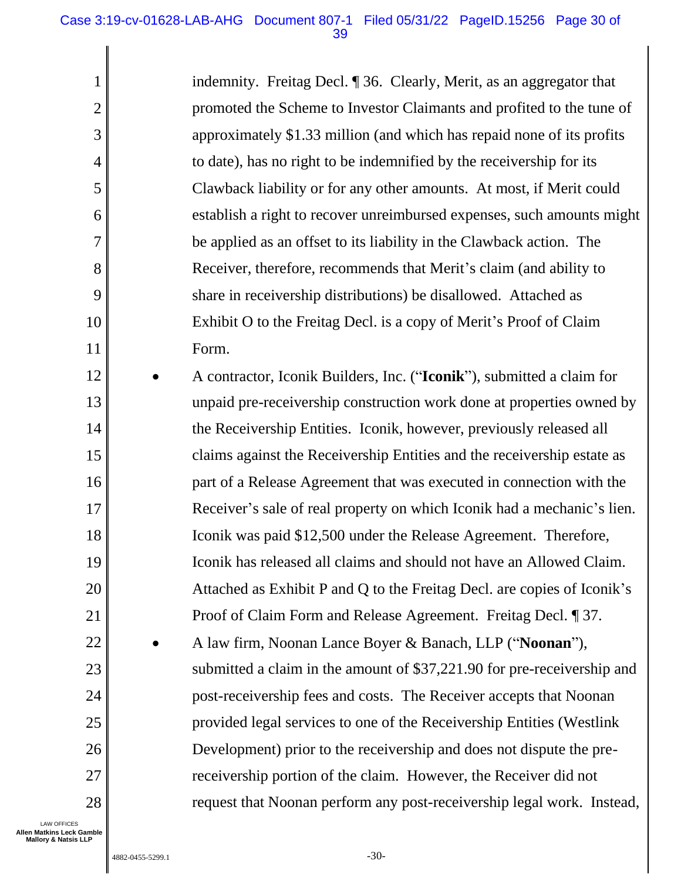indemnity. Freitag Decl. ¶ 36. Clearly, Merit, as an aggregator that promoted the Scheme to Investor Claimants and profited to the tune of approximately $1.33 million (and which has repaid none of its profits to date), has no right to be indemnified by the receivership for its Clawback liability or for any other amounts. At most, if Merit could establish a right to recover unreimbursed expenses, such amounts might be applied as an offset to its liability in the Clawback action. The Receiver, therefore, recommends that Merit's claim (and ability to share in receivership distributions) be disallowed. Attached as Exhibit O to the Freitag Decl. is a copy of Merit's Proof of Claim Form.

- A contractor, Iconik Builders, Inc. ("**Iconik**"), submitted a claim for unpaid pre-receivership construction work done at properties owned by the Receivership Entities. Iconik, however, previously released all claims against the Receivership Entities and the receivership estate as part of a Release Agreement that was executed in connection with the Receiver's sale of real property on which Iconik had a mechanic's lien. Iconik was paid $12,500 under the Release Agreement. Therefore, Iconik has released all claims and should not have an Allowed Claim. Attached as Exhibit P and Q to the Freitag Decl. are copies of Iconik's Proof of Claim Form and Release Agreement. Freitag Decl. ¶ 37.
- A law firm, Noonan Lance Boyer & Banach, LLP ("**Noonan**"), submitted a claim in the amount of $37,221.90 for pre-receivership and post-receivership fees and costs. The Receiver accepts that Noonan provided legal services to one of the Receivership Entities (Westlink Development) prior to the receivership and does not dispute the pre-receivership portion of the claim. However, the Receiver did not request that Noonan perform any post-receivership legal work. Instead,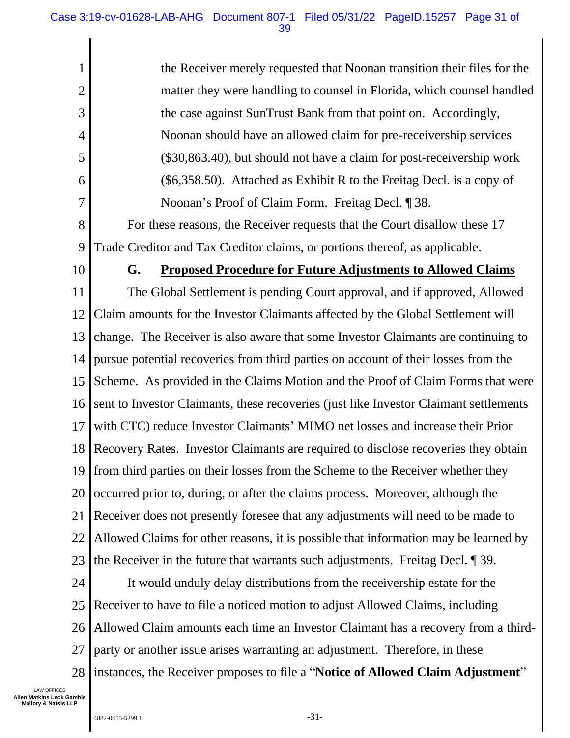the Receiver merely requested that Noonan transition their files for the matter they were handling to counsel in Florida, which counsel handled the case against SunTrust Bank from that point on. Accordingly, Noonan should have an allowed claim for pre-receivership services ($30,863.40), but should not have a claim for post-receivership work ($6,358.50). Attached as Exhibit R to the Freitag Decl. is a copy of Noonan's Proof of Claim Form. Freitag Decl. ¶ 38.

For these reasons, the Receiver requests that the Court disallow these 17 Trade Creditor and Tax Creditor claims, or portions thereof, as applicable.

### G. Proposed Procedure for Future Adjustments to Allowed Claims

The Global Settlement is pending Court approval, and if approved, Allowed Claim amounts for the Investor Claimants affected by the Global Settlement will change. The Receiver is also aware that some Investor Claimants are continuing to pursue potential recoveries from third parties on account of their losses from the Scheme. As provided in the Claims Motion and the Proof of Claim Forms that were sent to Investor Claimants, these recoveries (just like Investor Claimant settlements with CTC) reduce Investor Claimants' MIMO net losses and increase their Prior Recovery Rates. Investor Claimants are required to disclose recoveries they obtain from third parties on their losses from the Scheme to the Receiver whether they occurred prior to, during, or after the claims process. Moreover, although the Receiver does not presently foresee that any adjustments will need to be made to Allowed Claims for other reasons, it is possible that information may be learned by the Receiver in the future that warrants such adjustments. Freitag Decl. ¶ 39.

It would unduly delay distributions from the receivership estate for the Receiver to have to file a noticed motion to adjust Allowed Claims, including Allowed Claim amounts each time an Investor Claimant has a recovery from a third-party or another issue arises warranting an adjustment. Therefore, in these instances, the Receiver proposes to file a "**Notice of Allowed Claim Adjustment**"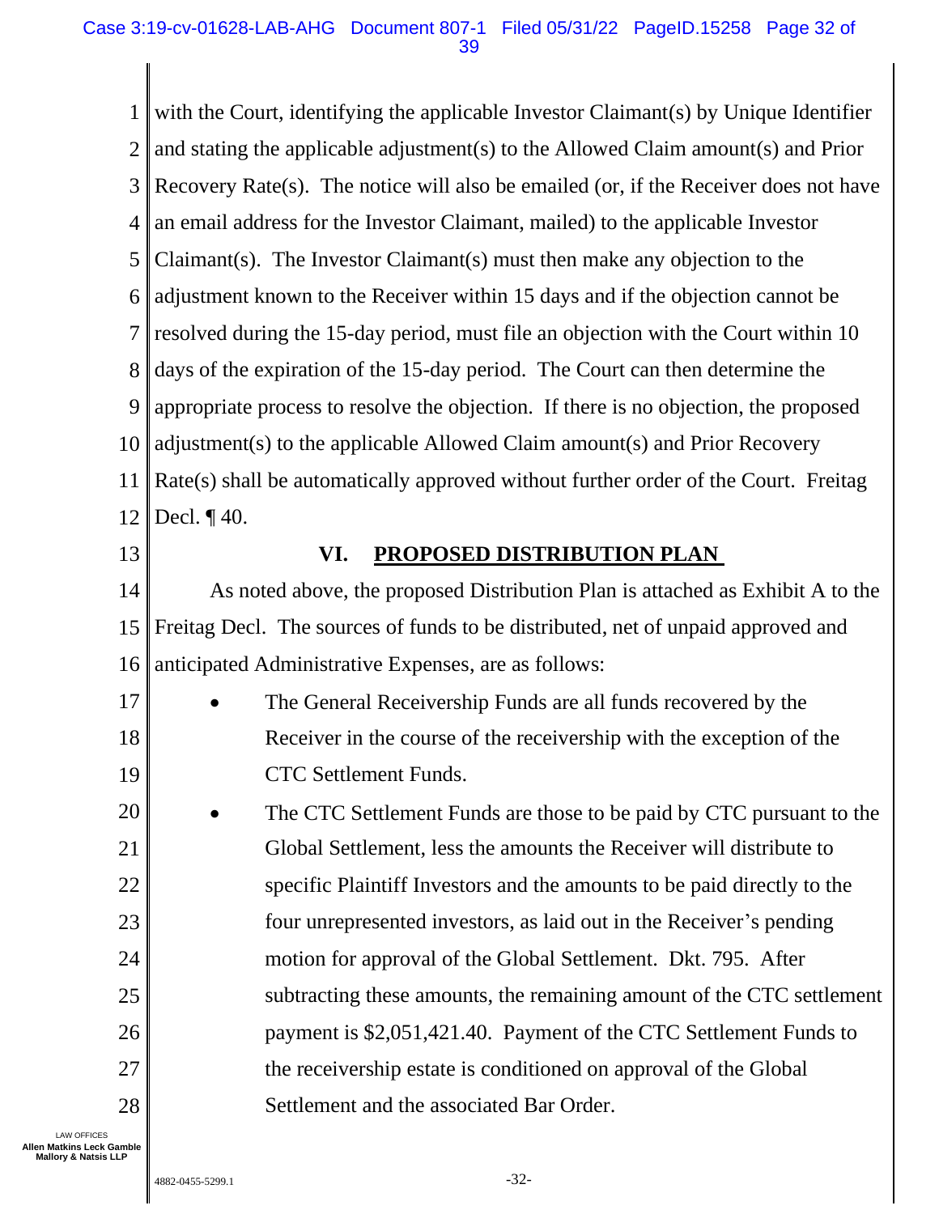with the Court, identifying the applicable Investor Claimant(s) by Unique Identifier and stating the applicable adjustment(s) to the Allowed Claim amount(s) and Prior Recovery Rate(s). The notice will also be emailed (or, if the Receiver does not have an email address for the Investor Claimant, mailed) to the applicable Investor Claimant(s). The Investor Claimant(s) must then make any objection to the adjustment known to the Receiver within 15 days and if the objection cannot be resolved during the 15-day period, must file an objection with the Court within 10 days of the expiration of the 15-day period. The Court can then determine the appropriate process to resolve the objection. If there is no objection, the proposed adjustment(s) to the applicable Allowed Claim amount(s) and Prior Recovery Rate(s) shall be automatically approved without further order of the Court. Freitag Decl. ¶ 40.

## VI. PROPOSED DISTRIBUTION PLAN

As noted above, the proposed Distribution Plan is attached as Exhibit A to the Freitag Decl. The sources of funds to be distributed, net of unpaid approved and anticipated Administrative Expenses, are as follows:

- The General Receivership Funds are all funds recovered by the Receiver in the course of the receivership with the exception of the CTC Settlement Funds.
- The CTC Settlement Funds are those to be paid by CTC pursuant to the Global Settlement, less the amounts the Receiver will distribute to specific Plaintiff Investors and the amounts to be paid directly to the four unrepresented investors, as laid out in the Receiver's pending motion for approval of the Global Settlement. Dkt. 795. After subtracting these amounts, the remaining amount of the CTC settlement payment is $2,051,421.40. Payment of the CTC Settlement Funds to the receivership estate is conditioned on approval of the Global Settlement and the associated Bar Order.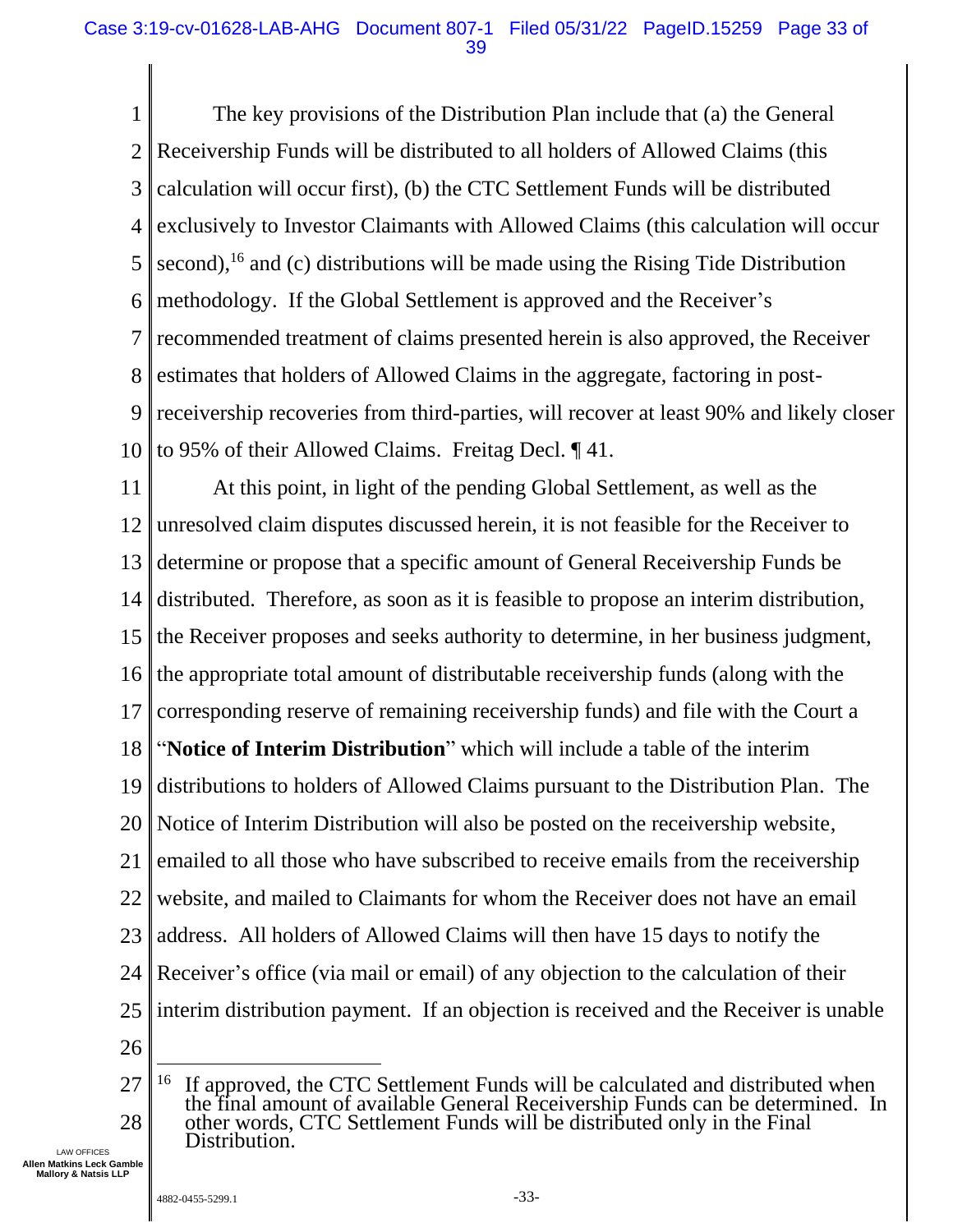The key provisions of the Distribution Plan include that (a) the General Receivership Funds will be distributed to all holders of Allowed Claims (this calculation will occur first), (b) the CTC Settlement Funds will be distributed exclusively to Investor Claimants with Allowed Claims (this calculation will occur second),[16] and (c) distributions will be made using the Rising Tide Distribution methodology. If the Global Settlement is approved and the Receiver's recommended treatment of claims presented herein is also approved, the Receiver estimates that holders of Allowed Claims in the aggregate, factoring in post-receivership recoveries from third-parties, will recover at least 90% and likely closer to 95% of their Allowed Claims. Freitag Decl. ¶ 41.

At this point, in light of the pending Global Settlement, as well as the unresolved claim disputes discussed herein, it is not feasible for the Receiver to determine or propose that a specific amount of General Receivership Funds be distributed. Therefore, as soon as it is feasible to propose an interim distribution, the Receiver proposes and seeks authority to determine, in her business judgment, the appropriate total amount of distributable receivership funds (along with the corresponding reserve of remaining receivership funds) and file with the Court a "**Notice of Interim Distribution**" which will include a table of the interim distributions to holders of Allowed Claims pursuant to the Distribution Plan. The Notice of Interim Distribution will also be posted on the receivership website, emailed to all those who have subscribed to receive emails from the receivership website, and mailed to Claimants for whom the Receiver does not have an email address. All holders of Allowed Claims will then have 15 days to notify the Receiver's office (via mail or email) of any objection to the calculation of their interim distribution payment. If an objection is received and the Receiver is unable

---

[16] If approved, the CTC Settlement Funds will be calculated and distributed when the final amount of available General Receivership Funds can be determined. In other words, CTC Settlement Funds will be distributed only in the Final Distribution.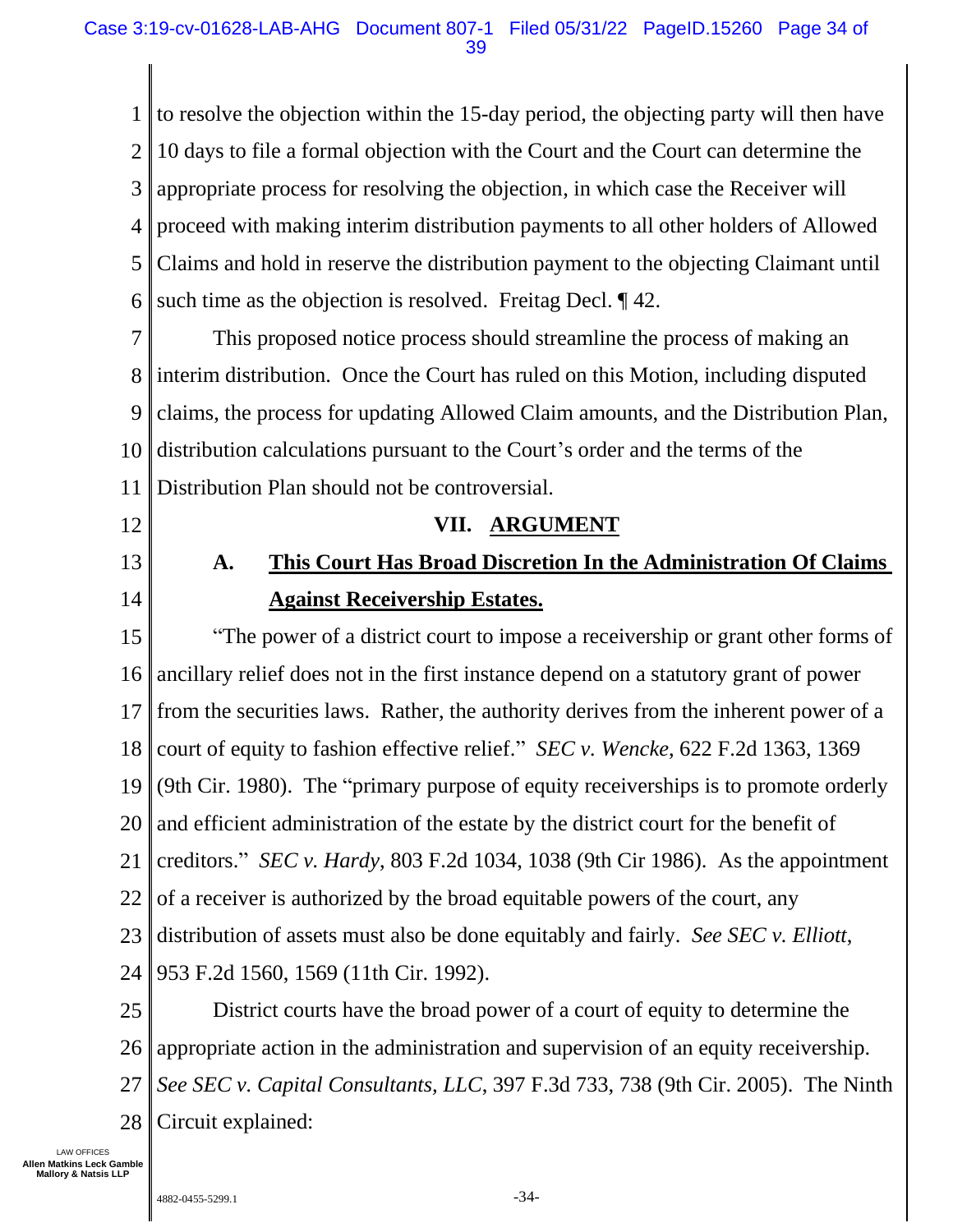to resolve the objection within the 15-day period, the objecting party will then have 10 days to file a formal objection with the Court and the Court can determine the appropriate process for resolving the objection, in which case the Receiver will proceed with making interim distribution payments to all other holders of Allowed Claims and hold in reserve the distribution payment to the objecting Claimant until such time as the objection is resolved. Freitag Decl. ¶ 42.

This proposed notice process should streamline the process of making an interim distribution. Once the Court has ruled on this Motion, including disputed claims, the process for updating Allowed Claim amounts, and the Distribution Plan, distribution calculations pursuant to the Court's order and the terms of the Distribution Plan should not be controversial.

## VII. ARGUMENT

### A. This Court Has Broad Discretion In the Administration Of Claims Against Receivership Estates.

"The power of a district court to impose a receivership or grant other forms of ancillary relief does not in the first instance depend on a statutory grant of power from the securities laws. Rather, the authority derives from the inherent power of a court of equity to fashion effective relief." *SEC v. Wencke*, 622 F.2d 1363, 1369 (9th Cir. 1980). The "primary purpose of equity receiverships is to promote orderly and efficient administration of the estate by the district court for the benefit of creditors." *SEC v. Hardy*, 803 F.2d 1034, 1038 (9th Cir 1986). As the appointment of a receiver is authorized by the broad equitable powers of the court, any distribution of assets must also be done equitably and fairly. *See SEC v. Elliott*, 953 F.2d 1560, 1569 (11th Cir. 1992).

District courts have the broad power of a court of equity to determine the appropriate action in the administration and supervision of an equity receivership. *See SEC v. Capital Consultants, LLC*, 397 F.3d 733, 738 (9th Cir. 2005). The Ninth Circuit explained: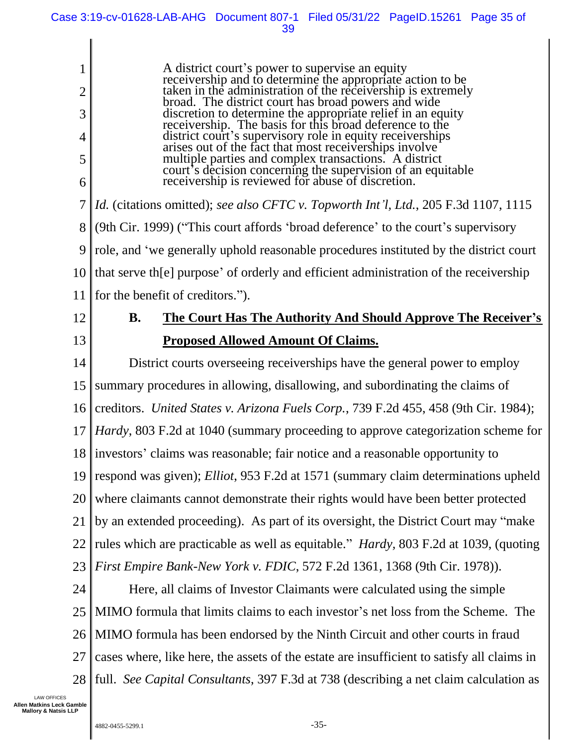> A district court's power to supervise an equity receivership and to determine the appropriate action to be taken in the administration of the receivership is extremely broad. The district court has broad powers and wide discretion to determine the appropriate relief in an equity receivership. The basis for this broad deference to the district court's supervisory role in equity receiverships arises out of the fact that most receiverships involve multiple parties and complex transactions. A district court's decision concerning the supervision of an equitable receivership is reviewed for abuse of discretion.

*Id.* (citations omitted); *see also CFTC v. Topworth Int'l, Ltd.*, 205 F.3d 1107, 1115 (9th Cir. 1999) ("This court affords 'broad deference' to the court's supervisory role, and 'we generally uphold reasonable procedures instituted by the district court that serve th[e] purpose' of orderly and efficient administration of the receivership for the benefit of creditors.").

### B. **The Court Has The Authority And Should Approve The Receiver's Proposed Allowed Amount Of Claims.**

District courts overseeing receiverships have the general power to employ summary procedures in allowing, disallowing, and subordinating the claims of creditors. *United States v. Arizona Fuels Corp.*, 739 F.2d 455, 458 (9th Cir. 1984); *Hardy*, 803 F.2d at 1040 (summary proceeding to approve categorization scheme for investors' claims was reasonable; fair notice and a reasonable opportunity to respond was given); *Elliot*, 953 F.2d at 1571 (summary claim determinations upheld where claimants cannot demonstrate their rights would have been better protected by an extended proceeding). As part of its oversight, the District Court may "make rules which are practicable as well as equitable." *Hardy*, 803 F.2d at 1039, (quoting *First Empire Bank-New York v. FDIC*, 572 F.2d 1361, 1368 (9th Cir. 1978)).

Here, all claims of Investor Claimants were calculated using the simple MIMO formula that limits claims to each investor's net loss from the Scheme. The MIMO formula has been endorsed by the Ninth Circuit and other courts in fraud cases where, like here, the assets of the estate are insufficient to satisfy all claims in full. *See Capital Consultants*, 397 F.3d at 738 (describing a net claim calculation as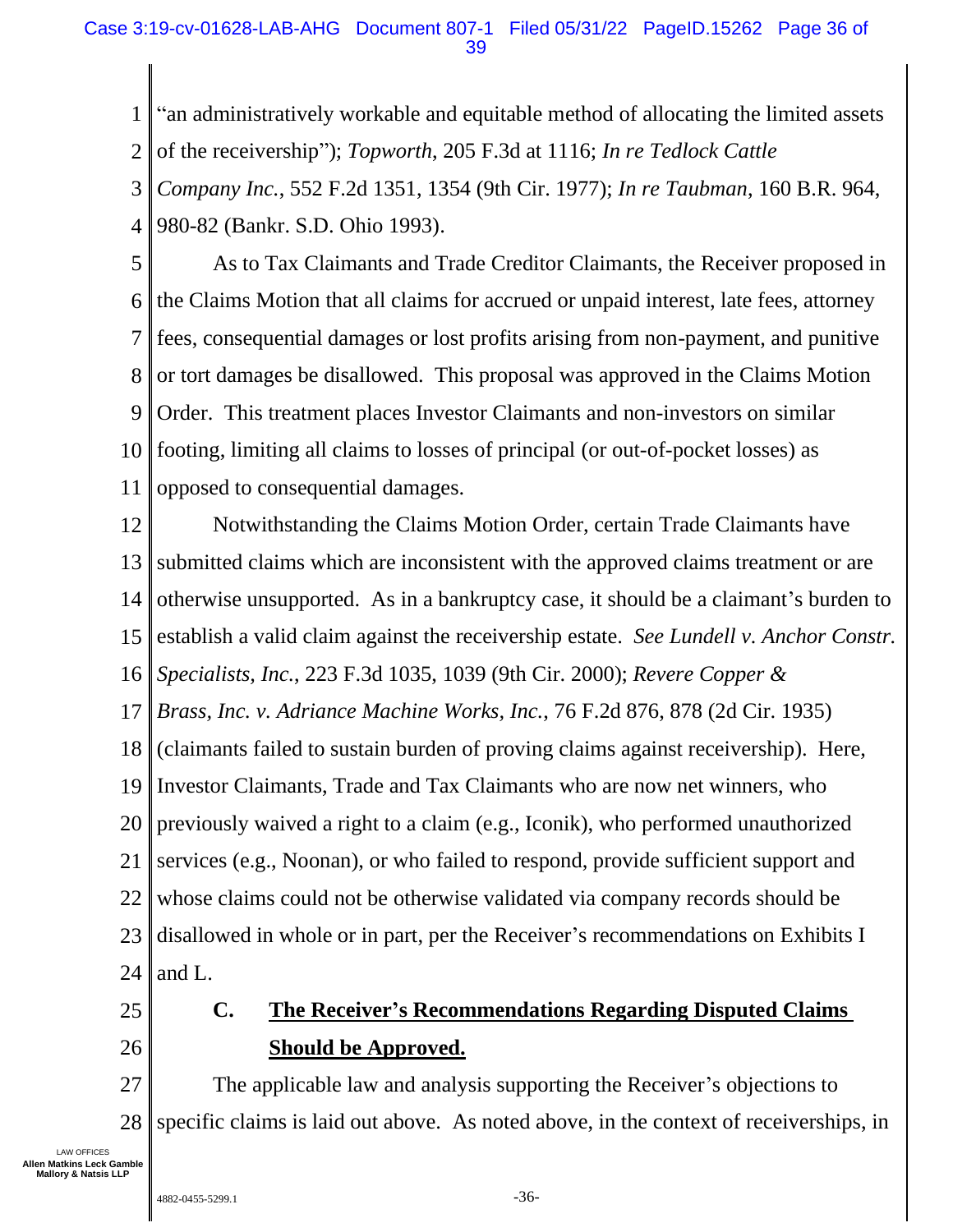"an administratively workable and equitable method of allocating the limited assets of the receivership"); *Topworth*, 205 F.3d at 1116; *In re Tedlock Cattle Company Inc.*, 552 F.2d 1351, 1354 (9th Cir. 1977); *In re Taubman*, 160 B.R. 964, 980-82 (Bankr. S.D. Ohio 1993).

As to Tax Claimants and Trade Creditor Claimants, the Receiver proposed in the Claims Motion that all claims for accrued or unpaid interest, late fees, attorney fees, consequential damages or lost profits arising from non-payment, and punitive or tort damages be disallowed. This proposal was approved in the Claims Motion Order. This treatment places Investor Claimants and non-investors on similar footing, limiting all claims to losses of principal (or out-of-pocket losses) as opposed to consequential damages.

Notwithstanding the Claims Motion Order, certain Trade Claimants have submitted claims which are inconsistent with the approved claims treatment or are otherwise unsupported. As in a bankruptcy case, it should be a claimant's burden to establish a valid claim against the receivership estate. *See Lundell v. Anchor Constr. Specialists, Inc.*, 223 F.3d 1035, 1039 (9th Cir. 2000); *Revere Copper & Brass, Inc. v. Adriance Machine Works, Inc.*, 76 F.2d 876, 878 (2d Cir. 1935) (claimants failed to sustain burden of proving claims against receivership). Here, Investor Claimants, Trade and Tax Claimants who are now net winners, who previously waived a right to a claim (e.g., Iconik), who performed unauthorized services (e.g., Noonan), or who failed to respond, provide sufficient support and whose claims could not be otherwise validated via company records should be disallowed in whole or in part, per the Receiver's recommendations on Exhibits I and L.

### C. <u>The Receiver's Recommendations Regarding Disputed Claims Should be Approved.</u>

The applicable law and analysis supporting the Receiver's objections to specific claims is laid out above. As noted above, in the context of receiverships, in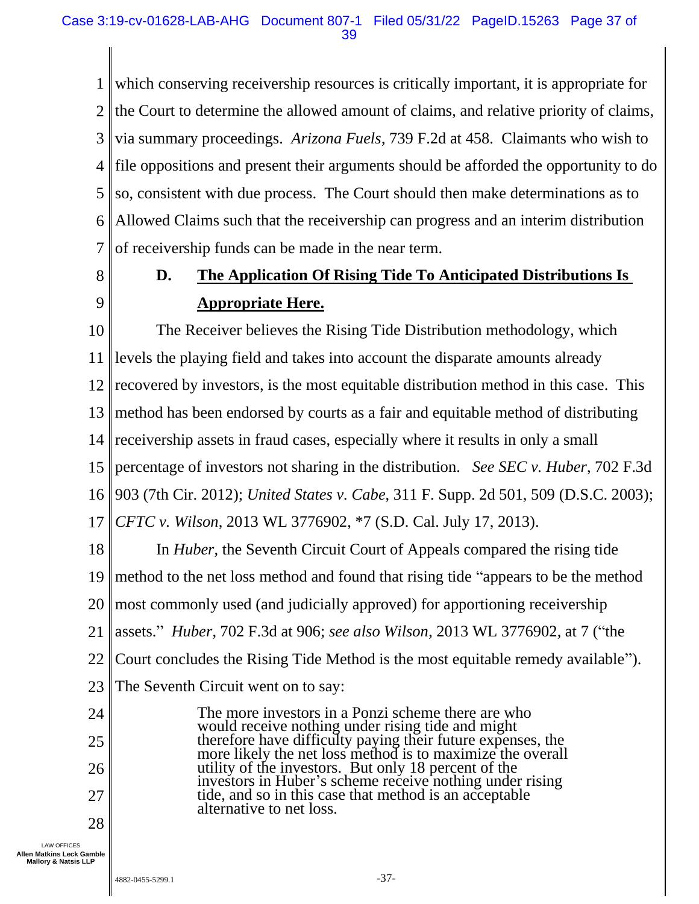which conserving receivership resources is critically important, it is appropriate for the Court to determine the allowed amount of claims, and relative priority of claims, via summary proceedings. *Arizona Fuels*, 739 F.2d at 458. Claimants who wish to file oppositions and present their arguments should be afforded the opportunity to do so, consistent with due process. The Court should then make determinations as to Allowed Claims such that the receivership can progress and an interim distribution of receivership funds can be made in the near term.

### D. **The Application Of Rising Tide To Anticipated Distributions Is Appropriate Here.**

The Receiver believes the Rising Tide Distribution methodology, which levels the playing field and takes into account the disparate amounts already recovered by investors, is the most equitable distribution method in this case. This method has been endorsed by courts as a fair and equitable method of distributing receivership assets in fraud cases, especially where it results in only a small percentage of investors not sharing in the distribution. *See SEC v. Huber*, 702 F.3d 903 (7th Cir. 2012); *United States v. Cabe*, 311 F. Supp. 2d 501, 509 (D.S.C. 2003); *CFTC v. Wilson*, 2013 WL 3776902, *7 (S.D. Cal. July 17, 2013).

In *Huber*, the Seventh Circuit Court of Appeals compared the rising tide method to the net loss method and found that rising tide "appears to be the method most commonly used (and judicially approved) for apportioning receivership assets." *Huber*, 702 F.3d at 906; *see also Wilson*, 2013 WL 3776902, at 7 ("the Court concludes the Rising Tide Method is the most equitable remedy available"). The Seventh Circuit went on to say:

> The more investors in a Ponzi scheme there are who would receive nothing under rising tide and might therefore have difficulty paying their future expenses, the more likely the net loss method is to maximize the overall utility of the investors. But only 18 percent of the investors in Huber's scheme receive nothing under rising tide, and so in this case that method is an acceptable alternative to net loss.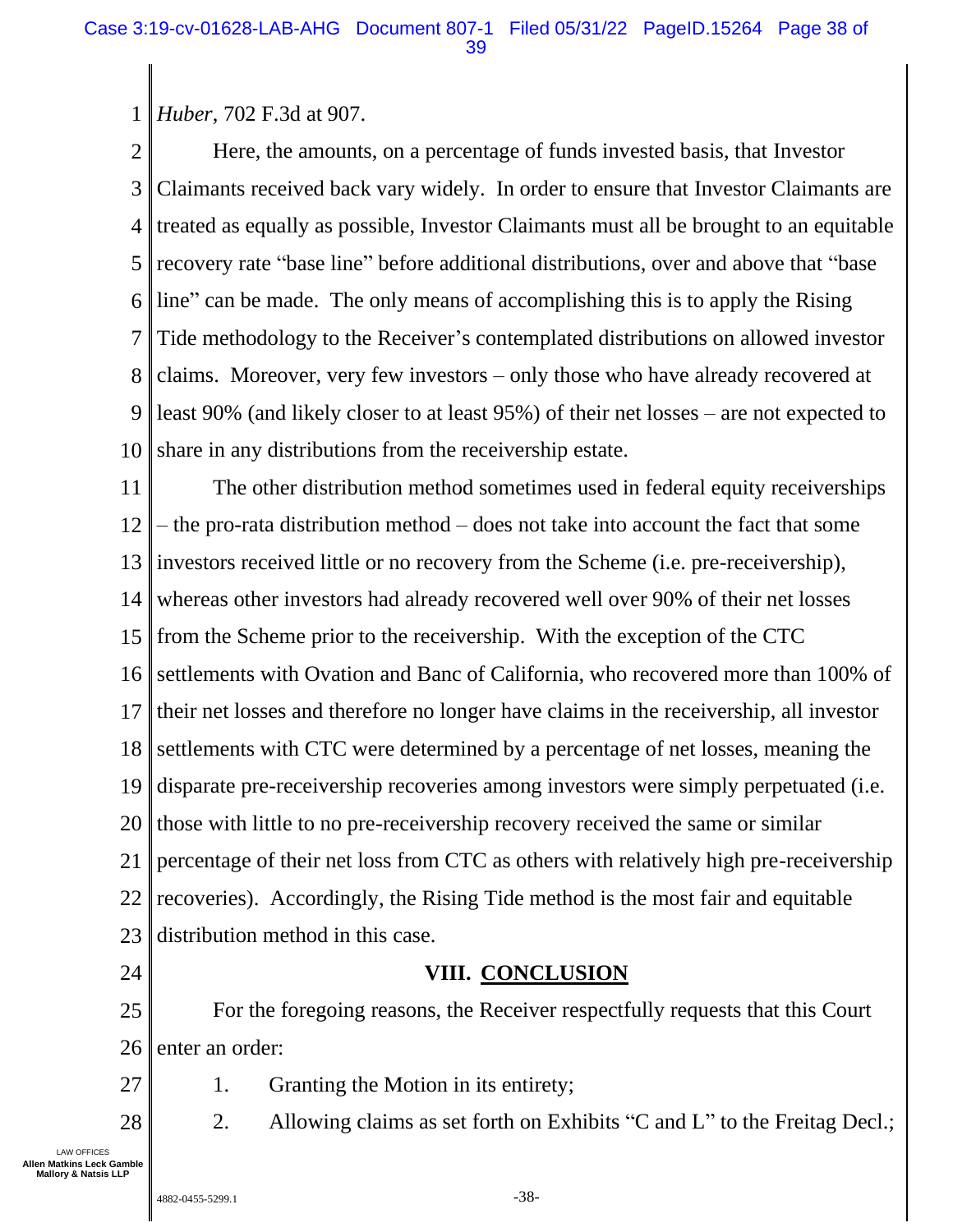*Huber*, 702 F.3d at 907.

Here, the amounts, on a percentage of funds invested basis, that Investor Claimants received back vary widely. In order to ensure that Investor Claimants are treated as equally as possible, Investor Claimants must all be brought to an equitable recovery rate "base line" before additional distributions, over and above that "base line" can be made. The only means of accomplishing this is to apply the Rising Tide methodology to the Receiver's contemplated distributions on allowed investor claims. Moreover, very few investors – only those who have already recovered at least 90% (and likely closer to at least 95%) of their net losses – are not expected to share in any distributions from the receivership estate.

The other distribution method sometimes used in federal equity receiverships – the pro-rata distribution method – does not take into account the fact that some investors received little or no recovery from the Scheme (i.e. pre-receivership), whereas other investors had already recovered well over 90% of their net losses from the Scheme prior to the receivership. With the exception of the CTC settlements with Ovation and Banc of California, who recovered more than 100% of their net losses and therefore no longer have claims in the receivership, all investor settlements with CTC were determined by a percentage of net losses, meaning the disparate pre-receivership recoveries among investors were simply perpetuated (i.e. those with little to no pre-receivership recovery received the same or similar percentage of their net loss from CTC as others with relatively high pre-receivership recoveries). Accordingly, the Rising Tide method is the most fair and equitable distribution method in this case.

## VIII. CONCLUSION

For the foregoing reasons, the Receiver respectfully requests that this Court enter an order:

1. Granting the Motion in its entirety;
2. Allowing claims as set forth on Exhibits "C and L" to the Freitag Decl.;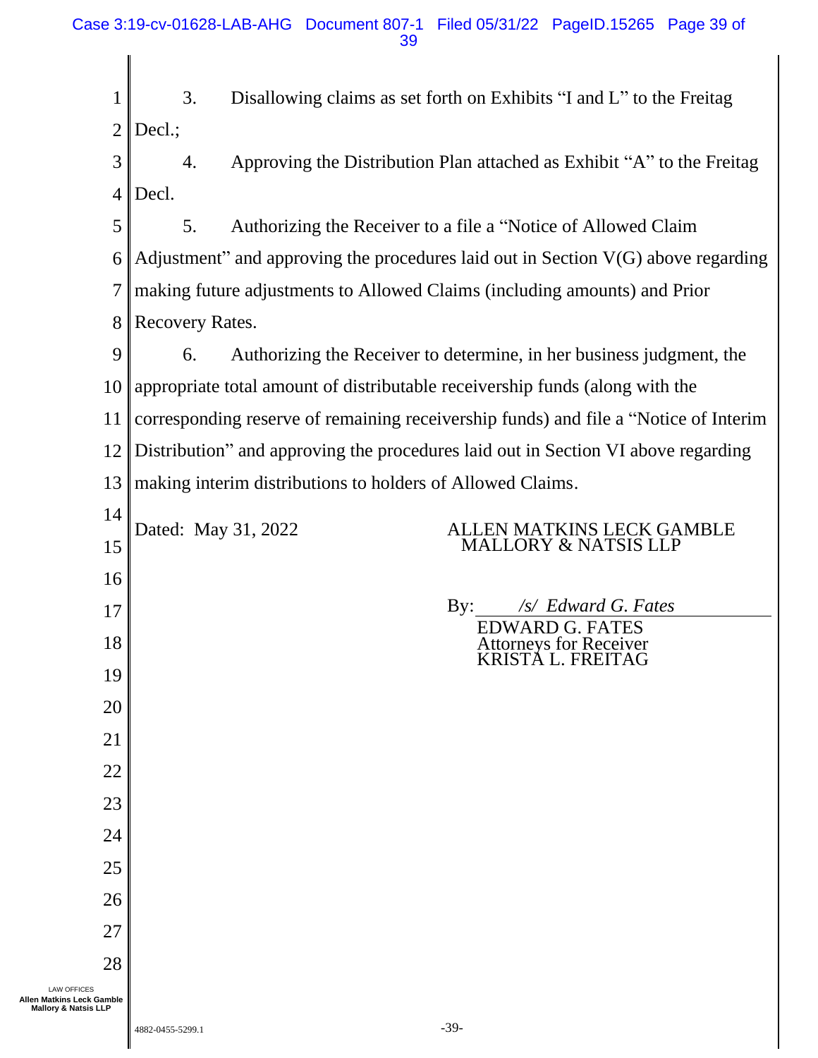3. Disallowing claims as set forth on Exhibits "I and L" to the Freitag Decl.;

4. Approving the Distribution Plan attached as Exhibit "A" to the Freitag Decl.

5. Authorizing the Receiver to a file a "Notice of Allowed Claim Adjustment" and approving the procedures laid out in Section V(G) above regarding making future adjustments to Allowed Claims (including amounts) and Prior Recovery Rates.

6. Authorizing the Receiver to determine, in her business judgment, the appropriate total amount of distributable receivership funds (along with the corresponding reserve of remaining receivership funds) and file a "Notice of Interim Distribution" and approving the procedures laid out in Section VI above regarding making interim distributions to holders of Allowed Claims.

Dated: May 31, 2022

ALLEN MATKINS LECK GAMBLE MALLORY & NATSIS LLP

By: */s/ Edward G. Fates*
EDWARD G. FATES
Attorneys for Receiver
KRISTA L. FREITAG

4882-0455-5299.1